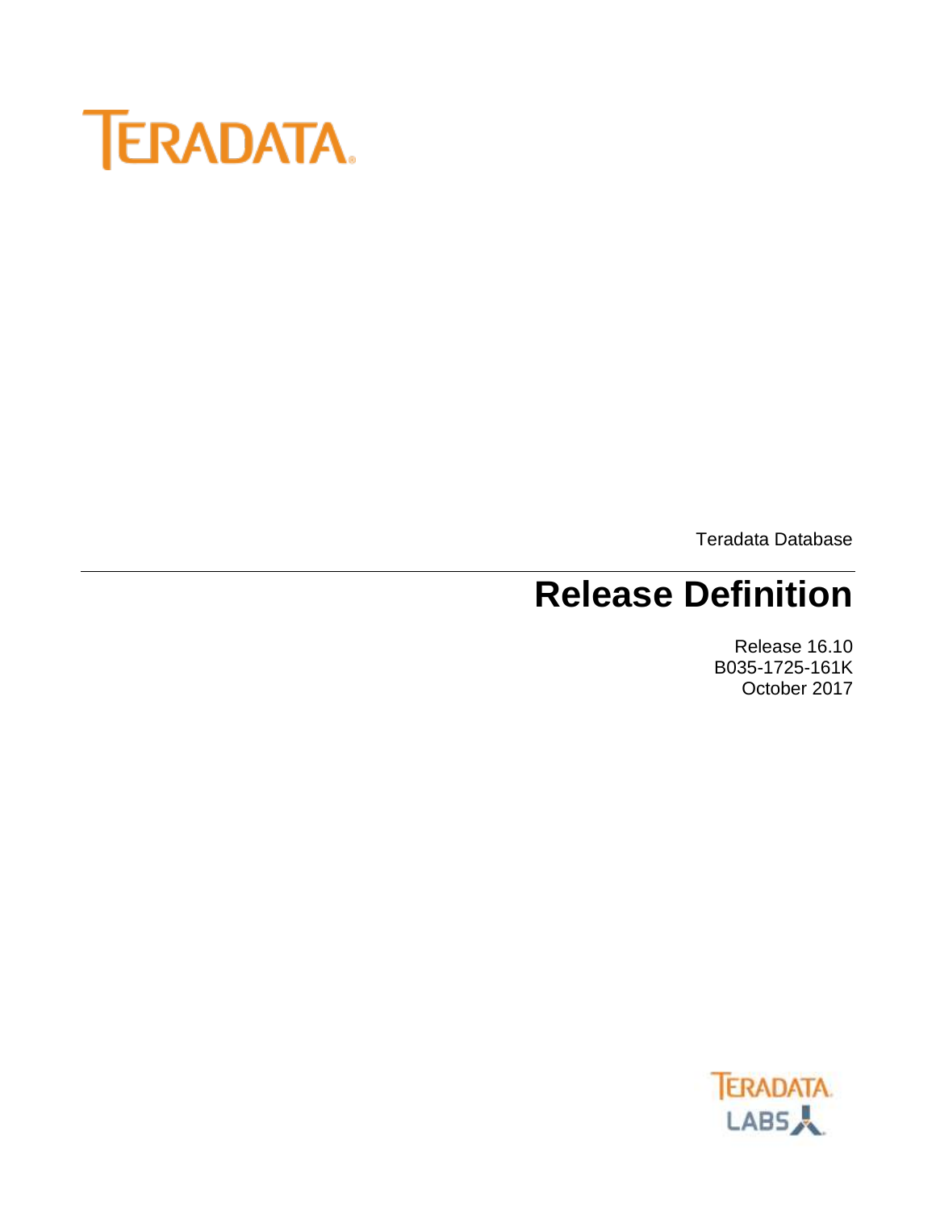TERADATA

Teradata Database

# Release Definition

Release 16.10
B035-1725-161K
October 2017

TERADATA LABS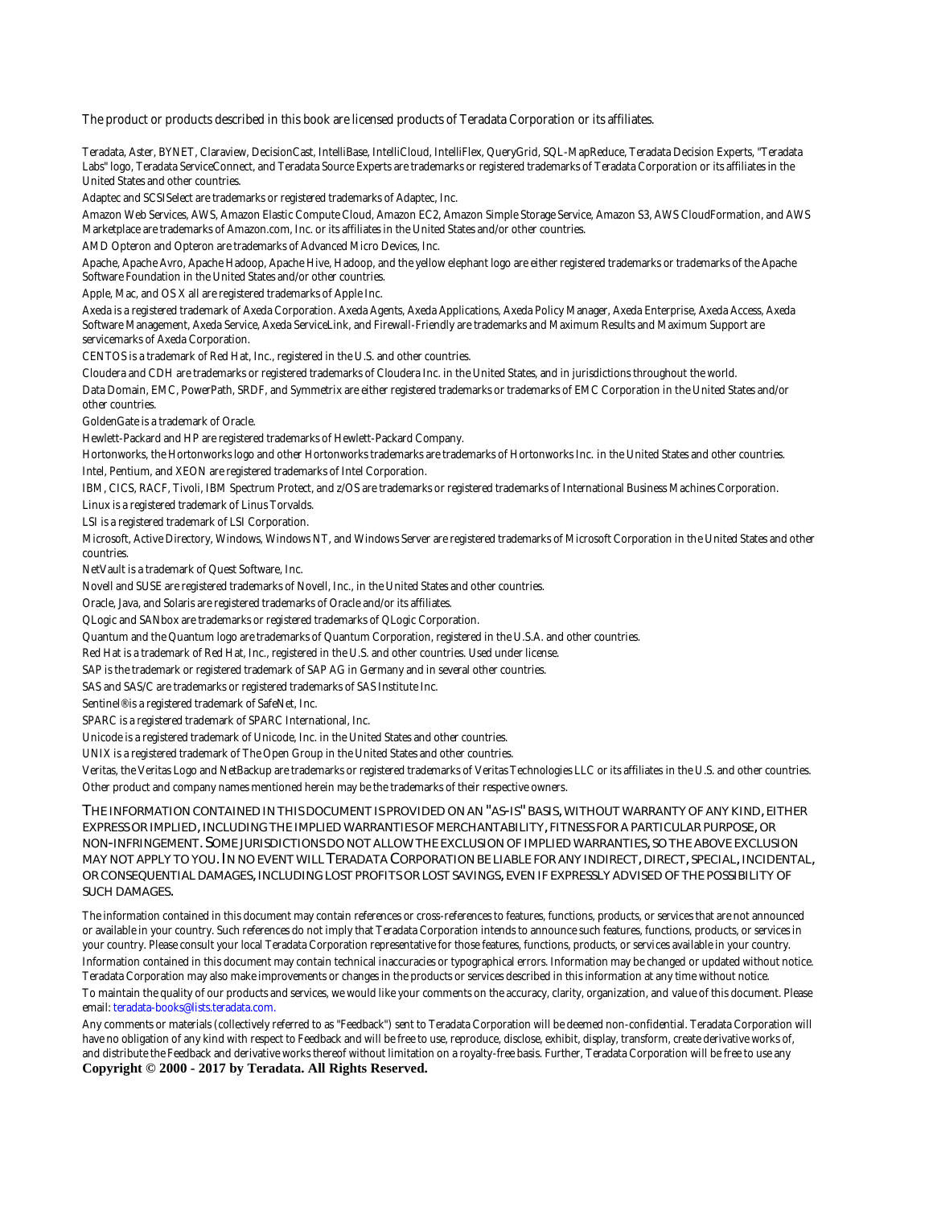The product or products described in this book are licensed products of Teradata Corporation or its affiliates.

Teradata, Aster, BYNET, Claraview, DecisionCast, IntelliBase, IntelliCloud, IntelliFlex, QueryGrid, SQL-MapReduce, Teradata Decision Experts, "Teradata Labs" logo, Teradata ServiceConnect, and Teradata Source Experts are trademarks or registered trademarks of Teradata Corporation or its affiliates in the United States and other countries.

Adaptec and SCSISelect are trademarks or registered trademarks of Adaptec, Inc.

Amazon Web Services, AWS, Amazon Elastic Compute Cloud, Amazon EC2, Amazon Simple Storage Service, Amazon S3, AWS CloudFormation, and AWS Marketplace are trademarks of Amazon.com, Inc. or its affiliates in the United States and/or other countries.

AMD Opteron and Opteron are trademarks of Advanced Micro Devices, Inc.

Apache, Apache Avro, Apache Hadoop, Apache Hive, Hadoop, and the yellow elephant logo are either registered trademarks or trademarks of the Apache Software Foundation in the United States and/or other countries.

Apple, Mac, and OS X all are registered trademarks of Apple Inc.

Axeda is a registered trademark of Axeda Corporation. Axeda Agents, Axeda Applications, Axeda Policy Manager, Axeda Enterprise, Axeda Access, Axeda Software Management, Axeda Service, Axeda ServiceLink, and Firewall-Friendly are trademarks and Maximum Results and Maximum Support are servicemarks of Axeda Corporation.

CENTOS is a trademark of Red Hat, Inc., registered in the U.S. and other countries.

Cloudera and CDH are trademarks or registered trademarks of Cloudera Inc. in the United States, and in jurisdictions throughout the world.

Data Domain, EMC, PowerPath, SRDF, and Symmetrix are either registered trademarks or trademarks of EMC Corporation in the United States and/or other countries.

GoldenGate is a trademark of Oracle.

Hewlett-Packard and HP are registered trademarks of Hewlett-Packard Company.

Hortonworks, the Hortonworks logo and other Hortonworks trademarks are trademarks of Hortonworks Inc. in the United States and other countries.

Intel, Pentium, and XEON are registered trademarks of Intel Corporation.

IBM, CICS, RACF, Tivoli, IBM Spectrum Protect, and z/OS are trademarks or registered trademarks of International Business Machines Corporation.

Linux is a registered trademark of Linus Torvalds.

LSI is a registered trademark of LSI Corporation.

Microsoft, Active Directory, Windows, Windows NT, and Windows Server are registered trademarks of Microsoft Corporation in the United States and other countries.

NetVault is a trademark of Quest Software, Inc.

Novell and SUSE are registered trademarks of Novell, Inc., in the United States and other countries.

Oracle, Java, and Solaris are registered trademarks of Oracle and/or its affiliates.

QLogic and SANbox are trademarks or registered trademarks of QLogic Corporation.

Quantum and the Quantum logo are trademarks of Quantum Corporation, registered in the U.S.A. and other countries.

Red Hat is a trademark of Red Hat, Inc., registered in the U.S. and other countries. Used under license.

SAP is the trademark or registered trademark of SAP AG in Germany and in several other countries.

SAS and SAS/C are trademarks or registered trademarks of SAS Institute Inc.

Sentinel® is a registered trademark of SafeNet, Inc.

SPARC is a registered trademark of SPARC International, Inc.

Unicode is a registered trademark of Unicode, Inc. in the United States and other countries.

UNIX is a registered trademark of The Open Group in the United States and other countries.

Veritas, the Veritas Logo and NetBackup are trademarks or registered trademarks of Veritas Technologies LLC or its affiliates in the U.S. and other countries.

Other product and company names mentioned herein may be the trademarks of their respective owners.

THE INFORMATION CONTAINED IN THIS DOCUMENT IS PROVIDED ON AN "AS-IS" BASIS, WITHOUT WARRANTY OF ANY KIND, EITHER EXPRESS OR IMPLIED, INCLUDING THE IMPLIED WARRANTIES OF MERCHANTABILITY, FITNESS FOR A PARTICULAR PURPOSE, OR NON-INFRINGEMENT. SOME JURISDICTIONS DO NOT ALLOW THE EXCLUSION OF IMPLIED WARRANTIES, SO THE ABOVE EXCLUSION MAY NOT APPLY TO YOU. IN NO EVENT WILL TERADATA CORPORATION BE LIABLE FOR ANY INDIRECT, DIRECT, SPECIAL, INCIDENTAL, OR CONSEQUENTIAL DAMAGES, INCLUDING LOST PROFITS OR LOST SAVINGS, EVEN IF EXPRESSLY ADVISED OF THE POSSIBILITY OF SUCH DAMAGES.

The information contained in this document may contain references or cross-references to features, functions, products, or services that are not announced or available in your country. Such references do not imply that Teradata Corporation intends to announce such features, functions, products, or services in your country. Please consult your local Teradata Corporation representative for those features, functions, products, or services available in your country.

Information contained in this document may contain technical inaccuracies or typographical errors. Information may be changed or updated without notice. Teradata Corporation may also make improvements or changes in the products or services described in this information at any time without notice.

To maintain the quality of our products and services, we would like your comments on the accuracy, clarity, organization, and value of this document. Please email: teradata-books@lists.teradata.com.

Any comments or materials (collectively referred to as "Feedback") sent to Teradata Corporation will be deemed non-confidential. Teradata Corporation will have no obligation of any kind with respect to Feedback and will be free to use, reproduce, disclose, exhibit, display, transform, create derivative works of, and distribute the Feedback and derivative works thereof without limitation on a royalty-free basis. Further, Teradata Corporation will be free to use any

**Copyright © 2000 - 2017 by Teradata. All Rights Reserved.**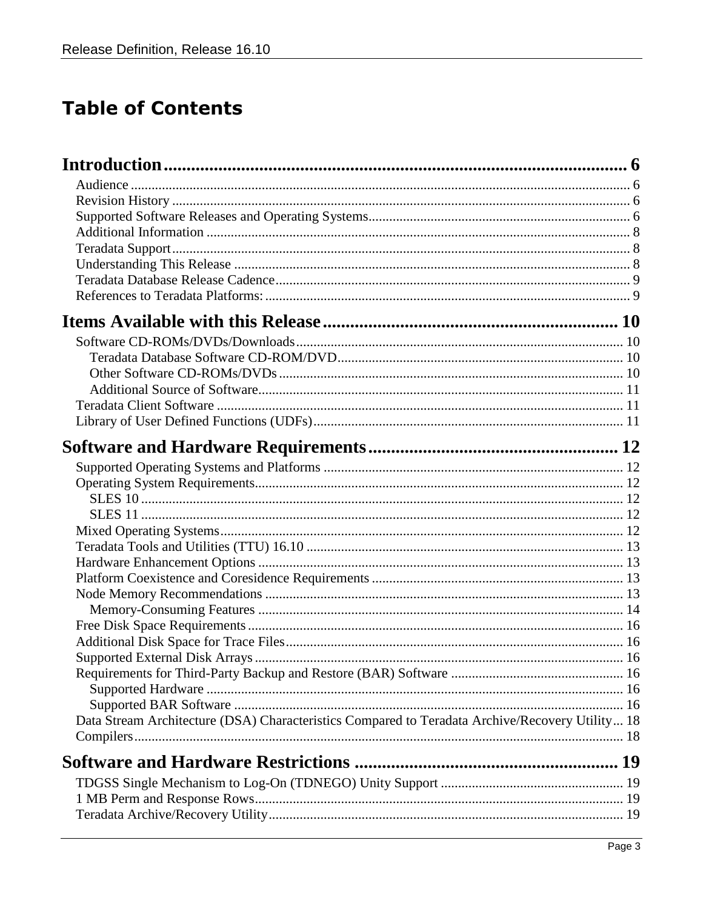# Table of Contents

**Introduction** ........................................................ 6

- Audience ........................................................ 6
- Revision History ........................................................ 6
- Supported Software Releases and Operating Systems ........................................................ 6
- Additional Information ........................................................ 8
- Teradata Support ........................................................ 8
- Understanding This Release ........................................................ 8
- Teradata Database Release Cadence ........................................................ 9
- References to Teradata Platforms: ........................................................ 9

**Items Available with this Release** ........................................................ 10

- Software CD-ROMs/DVDs/Downloads ........................................................ 10
  - Teradata Database Software CD-ROM/DVD ........................................................ 10
  - Other Software CD-ROMs/DVDs ........................................................ 10
  - Additional Source of Software ........................................................ 11
- Teradata Client Software ........................................................ 11
- Library of User Defined Functions (UDFs) ........................................................ 11

**Software and Hardware Requirements** ........................................................ 12

- Supported Operating Systems and Platforms ........................................................ 12
- Operating System Requirements ........................................................ 12
  - SLES 10 ........................................................ 12
  - SLES 11 ........................................................ 12
- Mixed Operating Systems ........................................................ 12
- Teradata Tools and Utilities (TTU) 16.10 ........................................................ 13
- Hardware Enhancement Options ........................................................ 13
- Platform Coexistence and Coresidence Requirements ........................................................ 13
- Node Memory Recommendations ........................................................ 13
  - Memory-Consuming Features ........................................................ 14
- Free Disk Space Requirements ........................................................ 16
- Additional Disk Space for Trace Files ........................................................ 16
- Supported External Disk Arrays ........................................................ 16
- Requirements for Third-Party Backup and Restore (BAR) Software ........................................................ 16
  - Supported Hardware ........................................................ 16
  - Supported BAR Software ........................................................ 16
- Data Stream Architecture (DSA) Characteristics Compared to Teradata Archive/Recovery Utility ... 18
- Compilers ........................................................ 18

**Software and Hardware Restrictions** ........................................................ 19

- TDGSS Single Mechanism to Log-On (TDNEGO) Unity Support ........................................................ 19
- 1 MB Perm and Response Rows ........................................................ 19
- Teradata Archive/Recovery Utility ........................................................ 19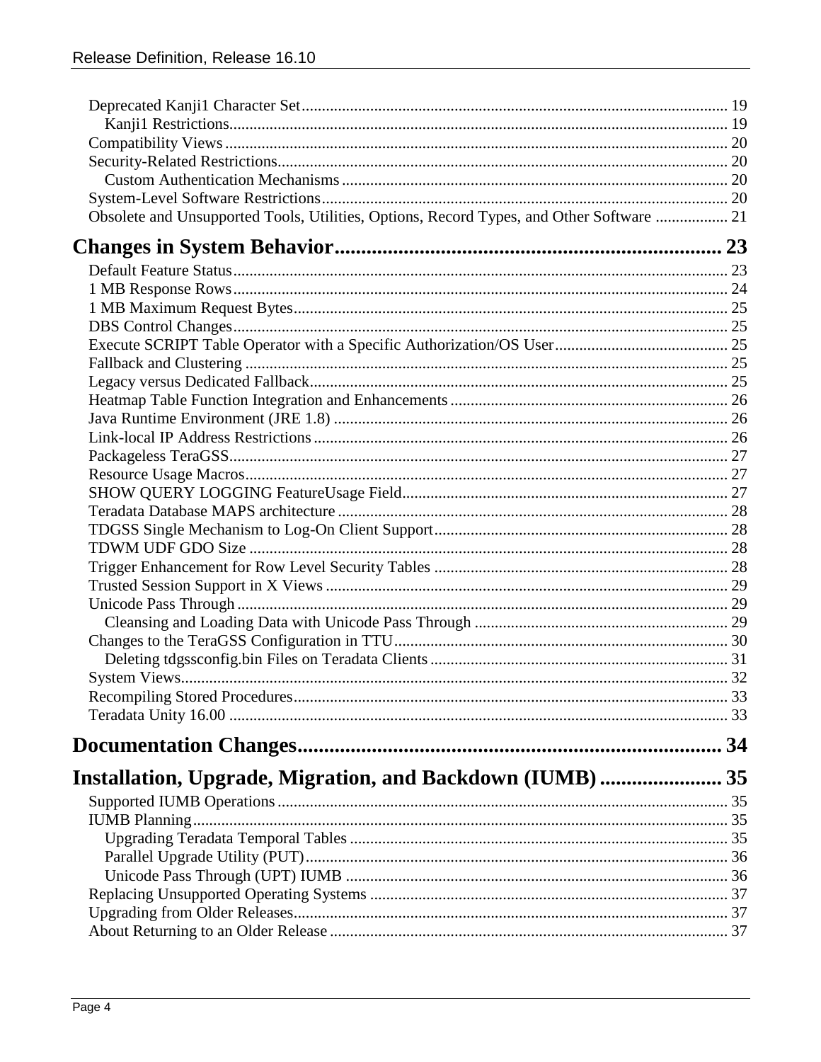Deprecated Kanji1 Character Set ........ 19
  Kanji1 Restrictions ........ 19
Compatibility Views ........ 20
Security-Related Restrictions ........ 20
  Custom Authentication Mechanisms ........ 20
System-Level Software Restrictions ........ 20
Obsolete and Unsupported Tools, Utilities, Options, Record Types, and Other Software ........ 21

**Changes in System Behavior ........ 23**

Default Feature Status ........ 23
1 MB Response Rows ........ 24
1 MB Maximum Request Bytes ........ 25
DBS Control Changes ........ 25
Execute SCRIPT Table Operator with a Specific Authorization/OS User ........ 25
Fallback and Clustering ........ 25
Legacy versus Dedicated Fallback ........ 25
Heatmap Table Function Integration and Enhancements ........ 26
Java Runtime Environment (JRE 1.8) ........ 26
Link-local IP Address Restrictions ........ 26
Packageless TeraGSS ........ 27
Resource Usage Macros ........ 27
SHOW QUERY LOGGING FeatureUsage Field ........ 27
Teradata Database MAPS architecture ........ 28
TDGSS Single Mechanism to Log-On Client Support ........ 28
TDWM UDF GDO Size ........ 28
Trigger Enhancement for Row Level Security Tables ........ 28
Trusted Session Support in X Views ........ 29
Unicode Pass Through ........ 29
  Cleansing and Loading Data with Unicode Pass Through ........ 29
Changes to the TeraGSS Configuration in TTU ........ 30
  Deleting tdgssconfig.bin Files on Teradata Clients ........ 31
System Views ........ 32
Recompiling Stored Procedures ........ 33
Teradata Unity 16.00 ........ 33

**Documentation Changes ........ 34**

**Installation, Upgrade, Migration, and Backdown (IUMB) ........ 35**

Supported IUMB Operations ........ 35
IUMB Planning ........ 35
  Upgrading Teradata Temporal Tables ........ 35
  Parallel Upgrade Utility (PUT) ........ 36
  Unicode Pass Through (UPT) IUMB ........ 36
Replacing Unsupported Operating Systems ........ 37
Upgrading from Older Releases ........ 37
About Returning to an Older Release ........ 37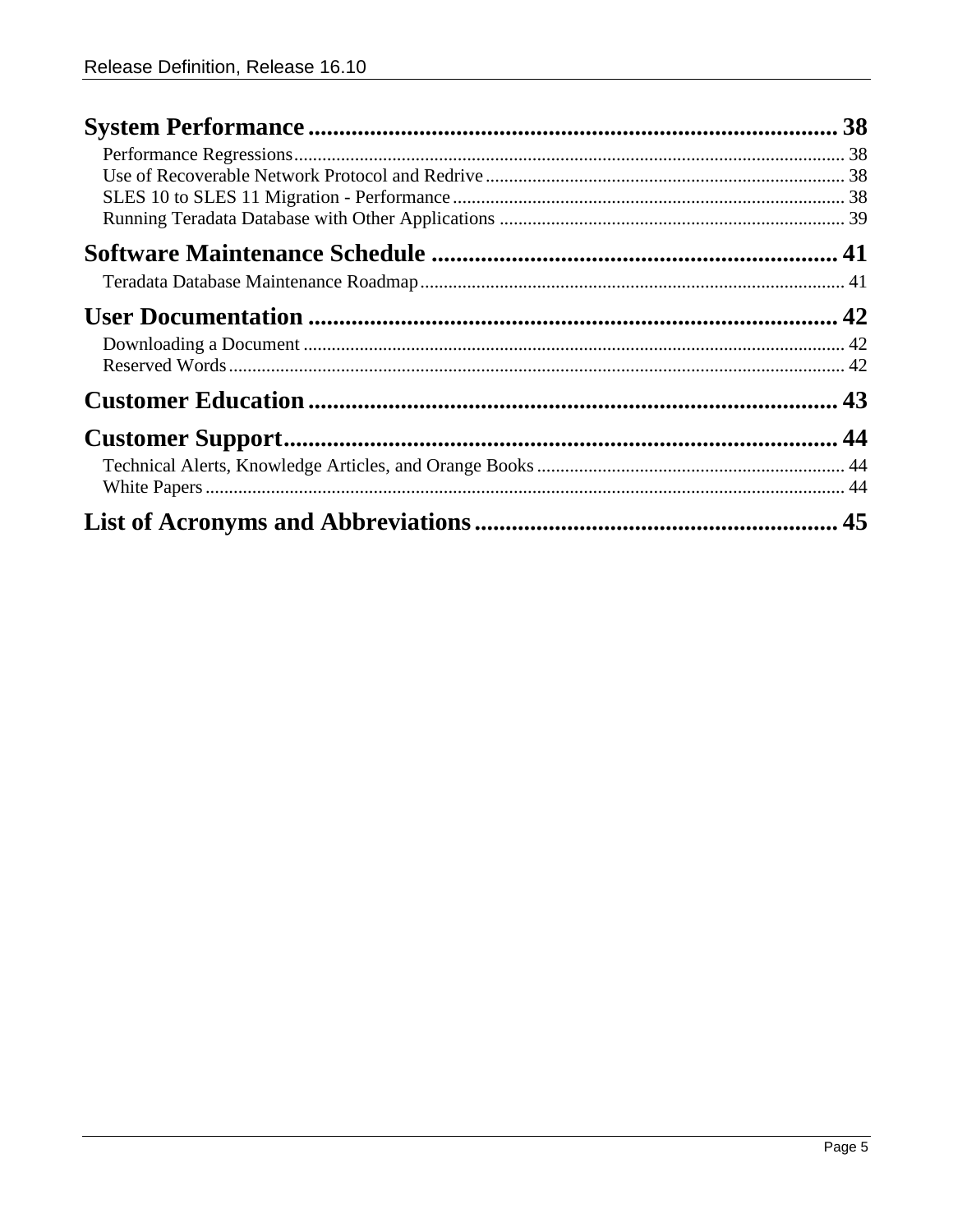System Performance ........................................................................................ 38

Performance Regressions ........................................................................................ 38

Use of Recoverable Network Protocol and Redrive ........................................................................................ 38

SLES 10 to SLES 11 Migration - Performance ........................................................................................ 38

Running Teradata Database with Other Applications ........................................................................................ 39

Software Maintenance Schedule ........................................................................................ 41

Teradata Database Maintenance Roadmap ........................................................................................ 41

User Documentation ........................................................................................ 42

Downloading a Document ........................................................................................ 42

Reserved Words ........................................................................................ 42

Customer Education ........................................................................................ 43

Customer Support ........................................................................................ 44

Technical Alerts, Knowledge Articles, and Orange Books ........................................................................................ 44

White Papers ........................................................................................ 44

List of Acronyms and Abbreviations ........................................................................................ 45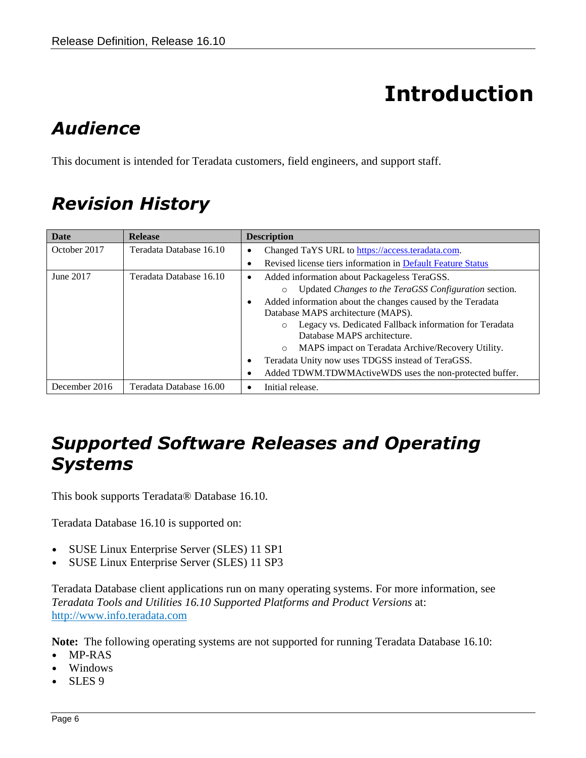# Introduction

## Audience

This document is intended for Teradata customers, field engineers, and support staff.

## Revision History

| Date | Release | Description |
| --- | --- | --- |
| October 2017 | Teradata Database 16.10 | • Changed TaYS URL to [https://access.teradata.com](https://access.teradata.com).<br>• Revised license tiers information in Default Feature Status |
| June 2017 | Teradata Database 16.10 | • Added information about Packageless TeraGSS.<br>  ○ Updated *Changes to the TeraGSS Configuration* section.<br>• Added information about the changes caused by the Teradata Database MAPS architecture (MAPS).<br>  ○ Legacy vs. Dedicated Fallback information for Teradata Database MAPS architecture.<br>  ○ MAPS impact on Teradata Archive/Recovery Utility.<br>• Teradata Unity now uses TDGSS instead of TeraGSS.<br>• Added TDWM.TDWMActiveWDS uses the non-protected buffer. |
| December 2016 | Teradata Database 16.00 | • Initial release. |

## Supported Software Releases and Operating Systems

This book supports Teradata® Database 16.10.

Teradata Database 16.10 is supported on:

- SUSE Linux Enterprise Server (SLES) 11 SP1
- SUSE Linux Enterprise Server (SLES) 11 SP3

Teradata Database client applications run on many operating systems. For more information, see *Teradata Tools and Utilities 16.10 Supported Platforms and Product Versions* at: [http://www.info.teradata.com](http://www.info.teradata.com)

**Note:** The following operating systems are not supported for running Teradata Database 16.10:

- MP-RAS
- Windows
- SLES 9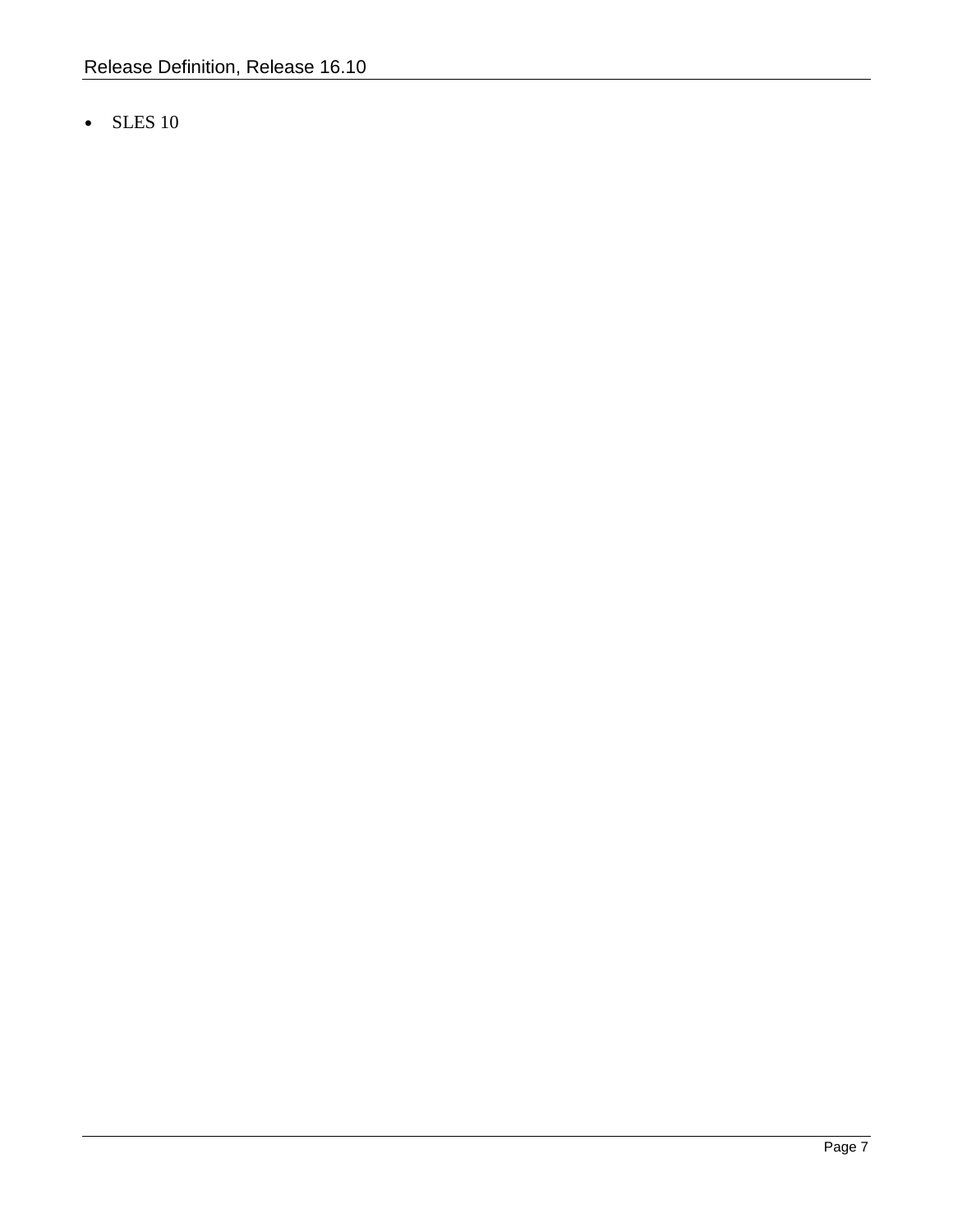- SLES 10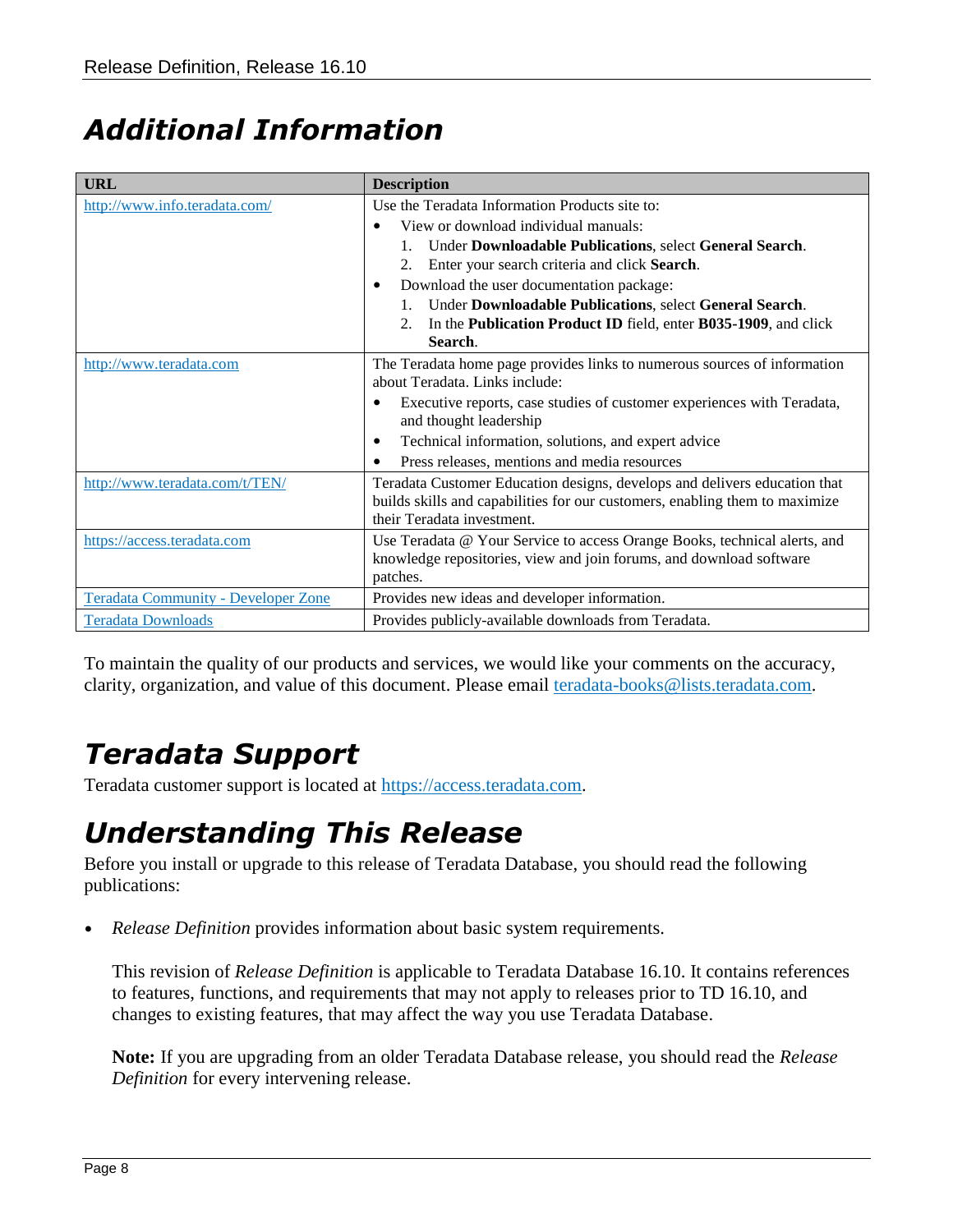# Additional Information

| URL | Description |
|---|---|
| http://www.info.teradata.com/ | Use the Teradata Information Products site to:<br>• View or download individual manuals:<br>1. Under **Downloadable Publications**, select **General Search**.<br>2. Enter your search criteria and click **Search**.<br>• Download the user documentation package:<br>1. Under **Downloadable Publications**, select **General Search**.<br>2. In the **Publication Product ID** field, enter **B035-1909**, and click **Search**. |
| http://www.teradata.com | The Teradata home page provides links to numerous sources of information about Teradata. Links include:<br>• Executive reports, case studies of customer experiences with Teradata, and thought leadership<br>• Technical information, solutions, and expert advice<br>• Press releases, mentions and media resources |
| http://www.teradata.com/t/TEN/ | Teradata Customer Education designs, develops and delivers education that builds skills and capabilities for our customers, enabling them to maximize their Teradata investment. |
| https://access.teradata.com | Use Teradata @ Your Service to access Orange Books, technical alerts, and knowledge repositories, view and join forums, and download software patches. |
| Teradata Community - Developer Zone | Provides new ideas and developer information. |
| Teradata Downloads | Provides publicly-available downloads from Teradata. |

To maintain the quality of our products and services, we would like your comments on the accuracy, clarity, organization, and value of this document. Please email teradata-books@lists.teradata.com.

# Teradata Support

Teradata customer support is located at https://access.teradata.com.

# Understanding This Release

Before you install or upgrade to this release of Teradata Database, you should read the following publications:

- *Release Definition* provides information about basic system requirements.

  This revision of *Release Definition* is applicable to Teradata Database 16.10. It contains references to features, functions, and requirements that may not apply to releases prior to TD 16.10, and changes to existing features, that may affect the way you use Teradata Database.

  **Note:** If you are upgrading from an older Teradata Database release, you should read the *Release Definition* for every intervening release.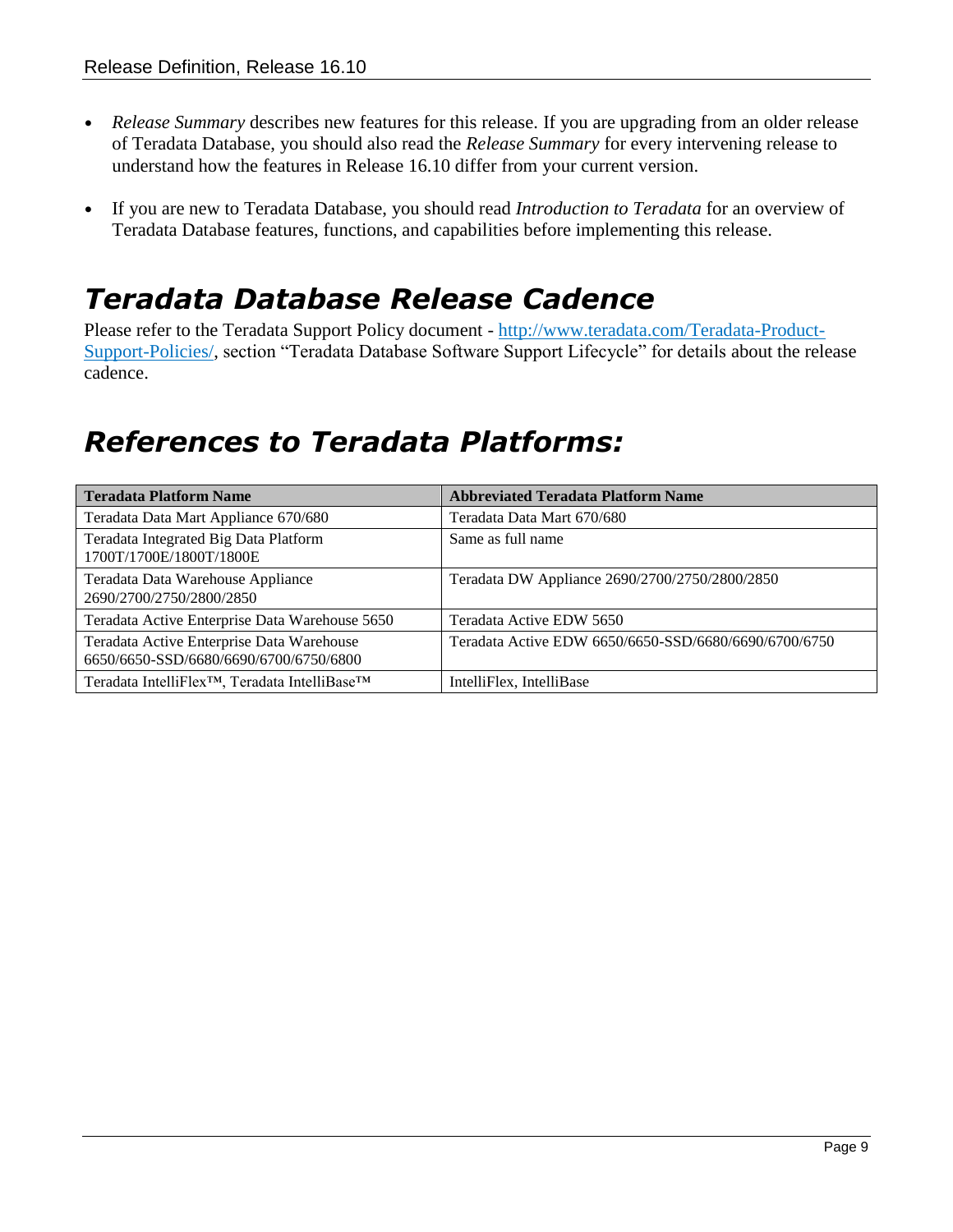- *Release Summary* describes new features for this release. If you are upgrading from an older release of Teradata Database, you should also read the *Release Summary* for every intervening release to understand how the features in Release 16.10 differ from your current version.

- If you are new to Teradata Database, you should read *Introduction to Teradata* for an overview of Teradata Database features, functions, and capabilities before implementing this release.

# *Teradata Database Release Cadence*

Please refer to the Teradata Support Policy document - [http://www.teradata.com/Teradata-Product-Support-Policies/](http://www.teradata.com/Teradata-Product-Support-Policies/), section "Teradata Database Software Support Lifecycle" for details about the release cadence.

# *References to Teradata Platforms:*

| Teradata Platform Name | Abbreviated Teradata Platform Name |
|---|---|
| Teradata Data Mart Appliance 670/680 | Teradata Data Mart 670/680 |
| Teradata Integrated Big Data Platform 1700T/1700E/1800T/1800E | Same as full name |
| Teradata Data Warehouse Appliance 2690/2700/2750/2800/2850 | Teradata DW Appliance 2690/2700/2750/2800/2850 |
| Teradata Active Enterprise Data Warehouse 5650 | Teradata Active EDW 5650 |
| Teradata Active Enterprise Data Warehouse 6650/6650-SSD/6680/6690/6700/6750/6800 | Teradata Active EDW 6650/6650-SSD/6680/6690/6700/6750 |
| Teradata IntelliFlex™, Teradata IntelliBase™ | IntelliFlex, IntelliBase |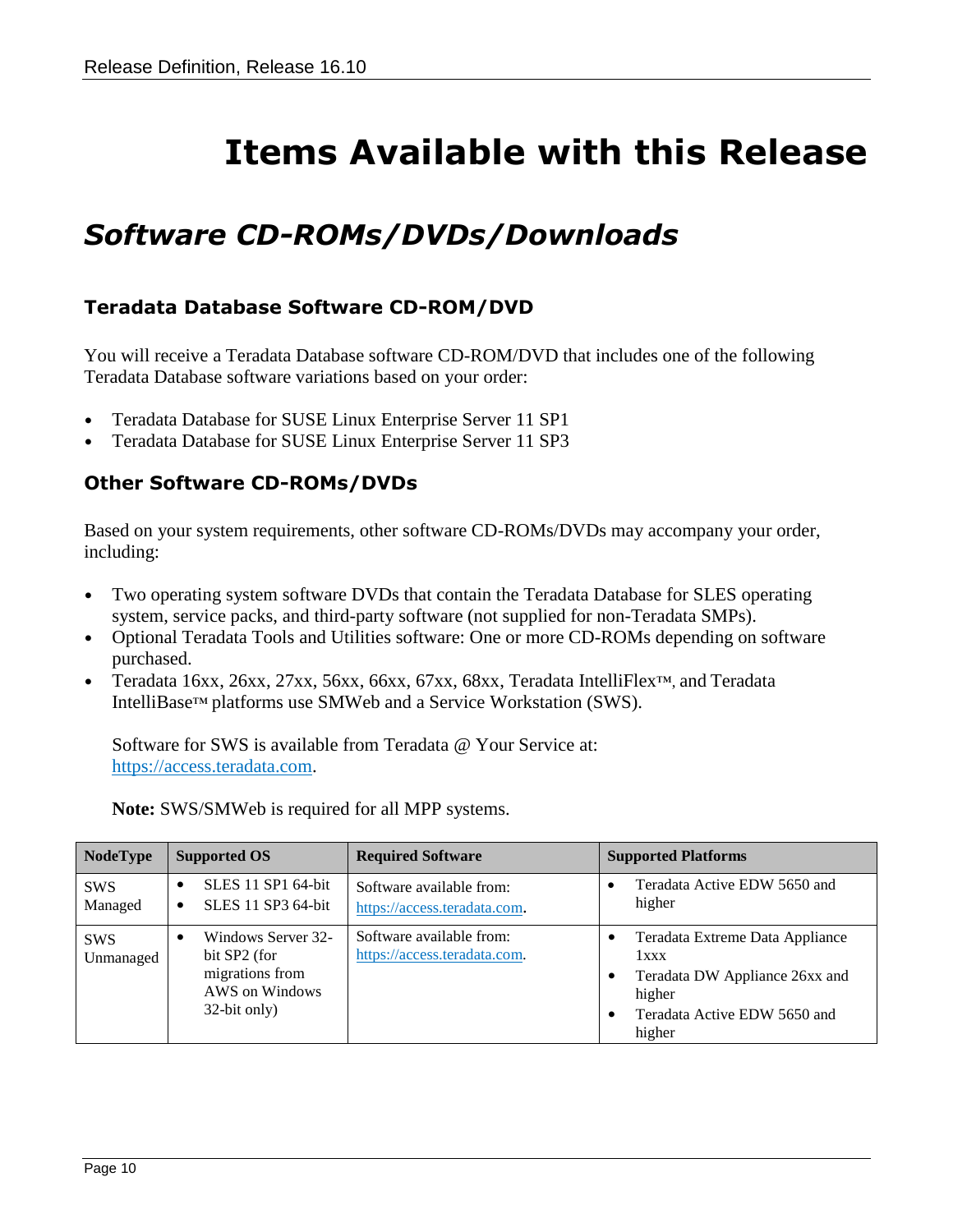# Items Available with this Release

## Software CD-ROMs/DVDs/Downloads

### Teradata Database Software CD-ROM/DVD

You will receive a Teradata Database software CD-ROM/DVD that includes one of the following Teradata Database software variations based on your order:

- Teradata Database for SUSE Linux Enterprise Server 11 SP1
- Teradata Database for SUSE Linux Enterprise Server 11 SP3

### Other Software CD-ROMs/DVDs

Based on your system requirements, other software CD-ROMs/DVDs may accompany your order, including:

- Two operating system software DVDs that contain the Teradata Database for SLES operating system, service packs, and third-party software (not supplied for non-Teradata SMPs).
- Optional Teradata Tools and Utilities software: One or more CD-ROMs depending on software purchased.
- Teradata 16xx, 26xx, 27xx, 56xx, 66xx, 67xx, 68xx, Teradata IntelliFlex™, and Teradata IntelliBase™ platforms use SMWeb and a Service Workstation (SWS).

  Software for SWS is available from Teradata @ Your Service at: https://access.teradata.com.

  **Note:** SWS/SMWeb is required for all MPP systems.

| NodeType | Supported OS | Required Software | Supported Platforms |
|---|---|---|---|
| SWS Managed | • SLES 11 SP1 64-bit<br>• SLES 11 SP3 64-bit | Software available from: https://access.teradata.com. | • Teradata Active EDW 5650 and higher |
| SWS Unmanaged | • Windows Server 32-bit SP2 (for migrations from AWS on Windows 32-bit only) | Software available from: https://access.teradata.com. | • Teradata Extreme Data Appliance 1xxx<br>• Teradata DW Appliance 26xx and higher<br>• Teradata Active EDW 5650 and higher |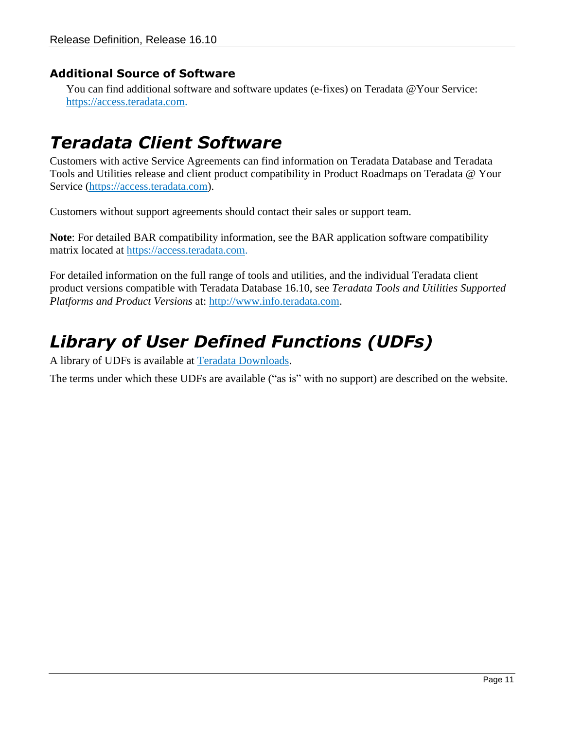### Additional Source of Software

You can find additional software and software updates (e-fixes) on Teradata @Your Service: https://access.teradata.com.

# Teradata Client Software

Customers with active Service Agreements can find information on Teradata Database and Teradata Tools and Utilities release and client product compatibility in Product Roadmaps on Teradata @ Your Service (https://access.teradata.com).

Customers without support agreements should contact their sales or support team.

**Note**: For detailed BAR compatibility information, see the BAR application software compatibility matrix located at https://access.teradata.com.

For detailed information on the full range of tools and utilities, and the individual Teradata client product versions compatible with Teradata Database 16.10, see *Teradata Tools and Utilities Supported Platforms and Product Versions* at: http://www.info.teradata.com.

# Library of User Defined Functions (UDFs)

A library of UDFs is available at Teradata Downloads.

The terms under which these UDFs are available ("as is" with no support) are described on the website.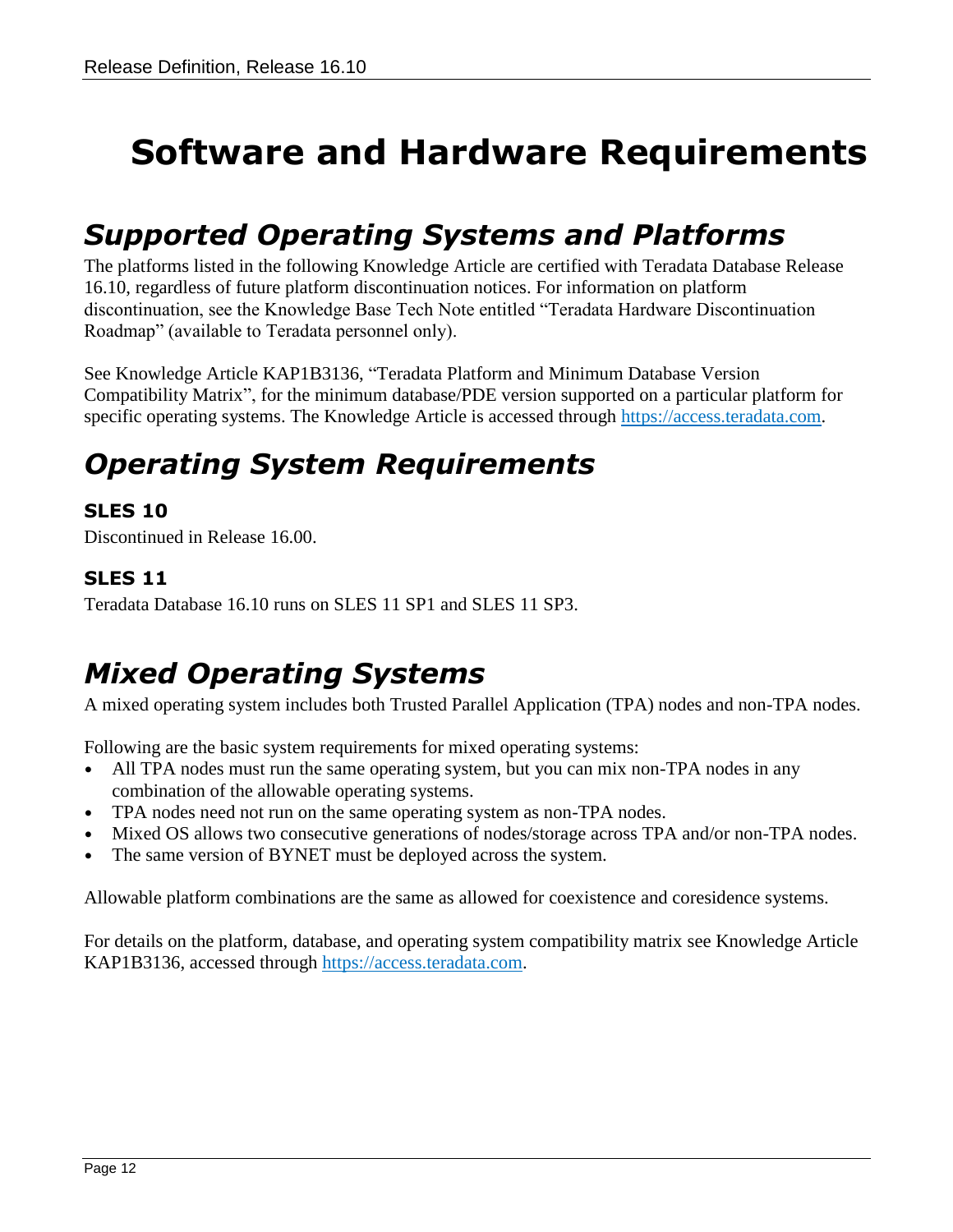# Software and Hardware Requirements

## *Supported Operating Systems and Platforms*

The platforms listed in the following Knowledge Article are certified with Teradata Database Release 16.10, regardless of future platform discontinuation notices. For information on platform discontinuation, see the Knowledge Base Tech Note entitled "Teradata Hardware Discontinuation Roadmap" (available to Teradata personnel only).

See Knowledge Article KAP1B3136, "Teradata Platform and Minimum Database Version Compatibility Matrix", for the minimum database/PDE version supported on a particular platform for specific operating systems. The Knowledge Article is accessed through https://access.teradata.com.

## *Operating System Requirements*

### SLES 10

Discontinued in Release 16.00.

### SLES 11

Teradata Database 16.10 runs on SLES 11 SP1 and SLES 11 SP3.

## *Mixed Operating Systems*

A mixed operating system includes both Trusted Parallel Application (TPA) nodes and non-TPA nodes.

Following are the basic system requirements for mixed operating systems:

- All TPA nodes must run the same operating system, but you can mix non-TPA nodes in any combination of the allowable operating systems.
- TPA nodes need not run on the same operating system as non-TPA nodes.
- Mixed OS allows two consecutive generations of nodes/storage across TPA and/or non-TPA nodes.
- The same version of BYNET must be deployed across the system.

Allowable platform combinations are the same as allowed for coexistence and coresidence systems.

For details on the platform, database, and operating system compatibility matrix see Knowledge Article KAP1B3136, accessed through https://access.teradata.com.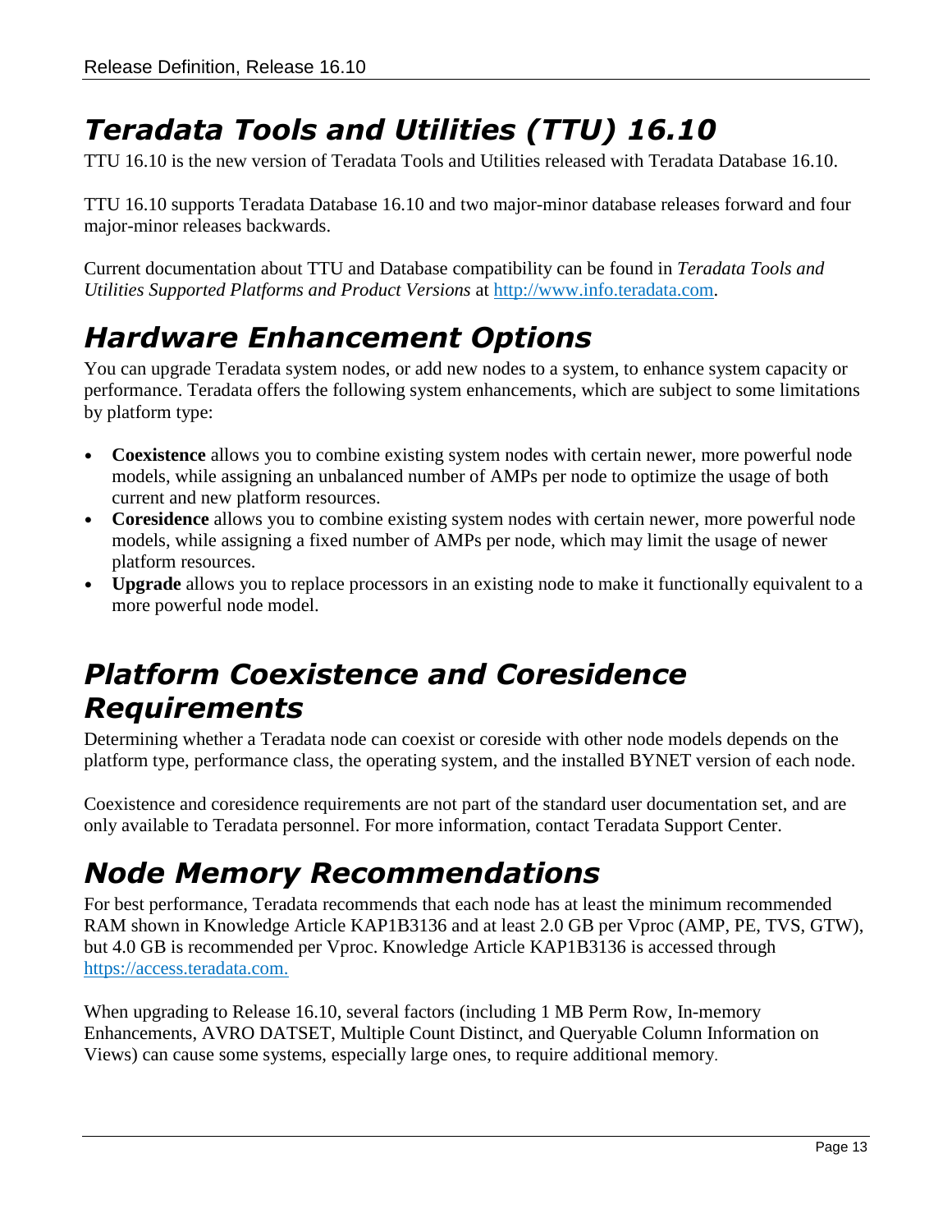## *Teradata Tools and Utilities (TTU) 16.10*

TTU 16.10 is the new version of Teradata Tools and Utilities released with Teradata Database 16.10.

TTU 16.10 supports Teradata Database 16.10 and two major-minor database releases forward and four major-minor releases backwards.

Current documentation about TTU and Database compatibility can be found in *Teradata Tools and Utilities Supported Platforms and Product Versions* at http://www.info.teradata.com.

## *Hardware Enhancement Options*

You can upgrade Teradata system nodes, or add new nodes to a system, to enhance system capacity or performance. Teradata offers the following system enhancements, which are subject to some limitations by platform type:

- **Coexistence** allows you to combine existing system nodes with certain newer, more powerful node models, while assigning an unbalanced number of AMPs per node to optimize the usage of both current and new platform resources.
- **Coresidence** allows you to combine existing system nodes with certain newer, more powerful node models, while assigning a fixed number of AMPs per node, which may limit the usage of newer platform resources.
- **Upgrade** allows you to replace processors in an existing node to make it functionally equivalent to a more powerful node model.

## *Platform Coexistence and Coresidence Requirements*

Determining whether a Teradata node can coexist or coreside with other node models depends on the platform type, performance class, the operating system, and the installed BYNET version of each node.

Coexistence and coresidence requirements are not part of the standard user documentation set, and are only available to Teradata personnel. For more information, contact Teradata Support Center.

## *Node Memory Recommendations*

For best performance, Teradata recommends that each node has at least the minimum recommended RAM shown in Knowledge Article KAP1B3136 and at least 2.0 GB per Vproc (AMP, PE, TVS, GTW), but 4.0 GB is recommended per Vproc. Knowledge Article KAP1B3136 is accessed through https://access.teradata.com.

When upgrading to Release 16.10, several factors (including 1 MB Perm Row, In-memory Enhancements, AVRO DATSET, Multiple Count Distinct, and Queryable Column Information on Views) can cause some systems, especially large ones, to require additional memory.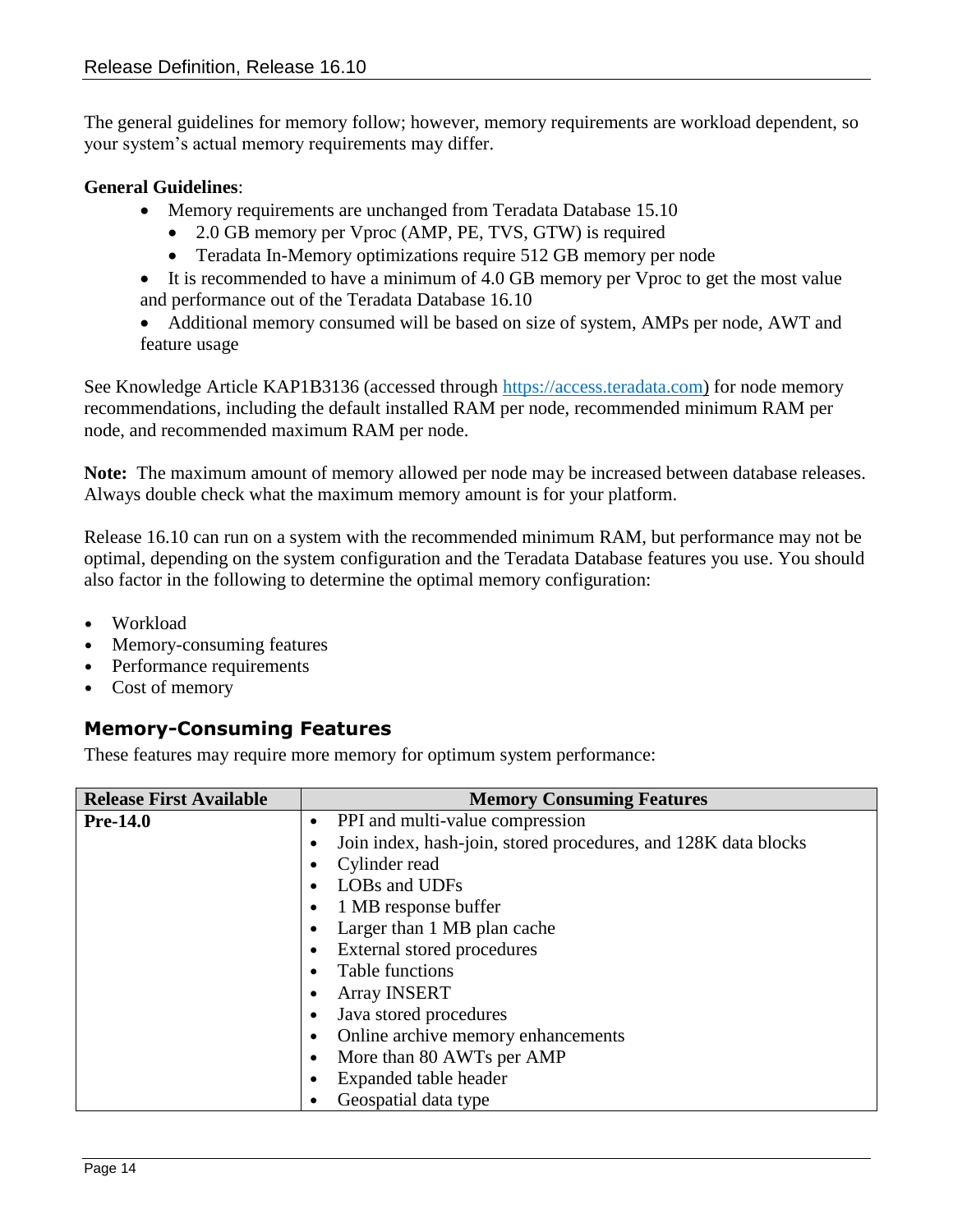The general guidelines for memory follow; however, memory requirements are workload dependent, so your system's actual memory requirements may differ.

**General Guidelines**:

- Memory requirements are unchanged from Teradata Database 15.10
  - 2.0 GB memory per Vproc (AMP, PE, TVS, GTW) is required
  - Teradata In-Memory optimizations require 512 GB memory per node
- It is recommended to have a minimum of 4.0 GB memory per Vproc to get the most value and performance out of the Teradata Database 16.10
- Additional memory consumed will be based on size of system, AMPs per node, AWT and feature usage

See Knowledge Article KAP1B3136 (accessed through [https://access.teradata.com](https://access.teradata.com)) for node memory recommendations, including the default installed RAM per node, recommended minimum RAM per node, and recommended maximum RAM per node.

**Note:** The maximum amount of memory allowed per node may be increased between database releases. Always double check what the maximum memory amount is for your platform.

Release 16.10 can run on a system with the recommended minimum RAM, but performance may not be optimal, depending on the system configuration and the Teradata Database features you use. You should also factor in the following to determine the optimal memory configuration:

- Workload
- Memory-consuming features
- Performance requirements
- Cost of memory

## Memory-Consuming Features

These features may require more memory for optimum system performance:

| Release First Available | Memory Consuming Features |
| --- | --- |
| **Pre-14.0** | • PPI and multi-value compression<br>• Join index, hash-join, stored procedures, and 128K data blocks<br>• Cylinder read<br>• LOBs and UDFs<br>• 1 MB response buffer<br>• Larger than 1 MB plan cache<br>• External stored procedures<br>• Table functions<br>• Array INSERT<br>• Java stored procedures<br>• Online archive memory enhancements<br>• More than 80 AWTs per AMP<br>• Expanded table header<br>• Geospatial data type |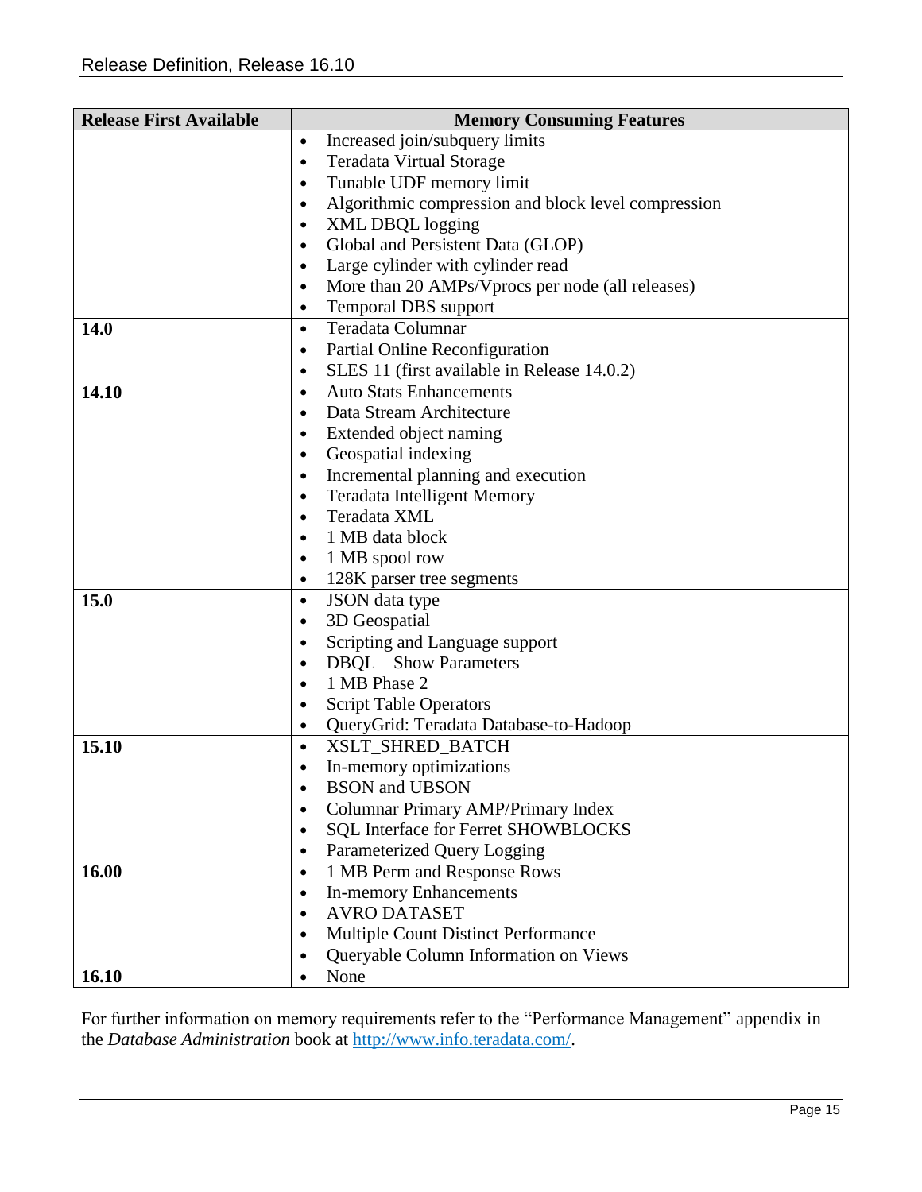| Release First Available | Memory Consuming Features |
|---|---|
| | • Increased join/subquery limits<br>• Teradata Virtual Storage<br>• Tunable UDF memory limit<br>• Algorithmic compression and block level compression<br>• XML DBQL logging<br>• Global and Persistent Data (GLOP)<br>• Large cylinder with cylinder read<br>• More than 20 AMPs/Vprocs per node (all releases)<br>• Temporal DBS support |
| **14.0** | • Teradata Columnar<br>• Partial Online Reconfiguration<br>• SLES 11 (first available in Release 14.0.2) |
| **14.10** | • Auto Stats Enhancements<br>• Data Stream Architecture<br>• Extended object naming<br>• Geospatial indexing<br>• Incremental planning and execution<br>• Teradata Intelligent Memory<br>• Teradata XML<br>• 1 MB data block<br>• 1 MB spool row<br>• 128K parser tree segments |
| **15.0** | • JSON data type<br>• 3D Geospatial<br>• Scripting and Language support<br>• DBQL – Show Parameters<br>• 1 MB Phase 2<br>• Script Table Operators<br>• QueryGrid: Teradata Database-to-Hadoop |
| **15.10** | • XSLT_SHRED_BATCH<br>• In-memory optimizations<br>• BSON and UBSON<br>• Columnar Primary AMP/Primary Index<br>• SQL Interface for Ferret SHOWBLOCKS<br>• Parameterized Query Logging |
| **16.00** | • 1 MB Perm and Response Rows<br>• In-memory Enhancements<br>• AVRO DATASET<br>• Multiple Count Distinct Performance<br>• Queryable Column Information on Views |
| **16.10** | • None |

For further information on memory requirements refer to the "Performance Management" appendix in the *Database Administration* book at http://www.info.teradata.com/.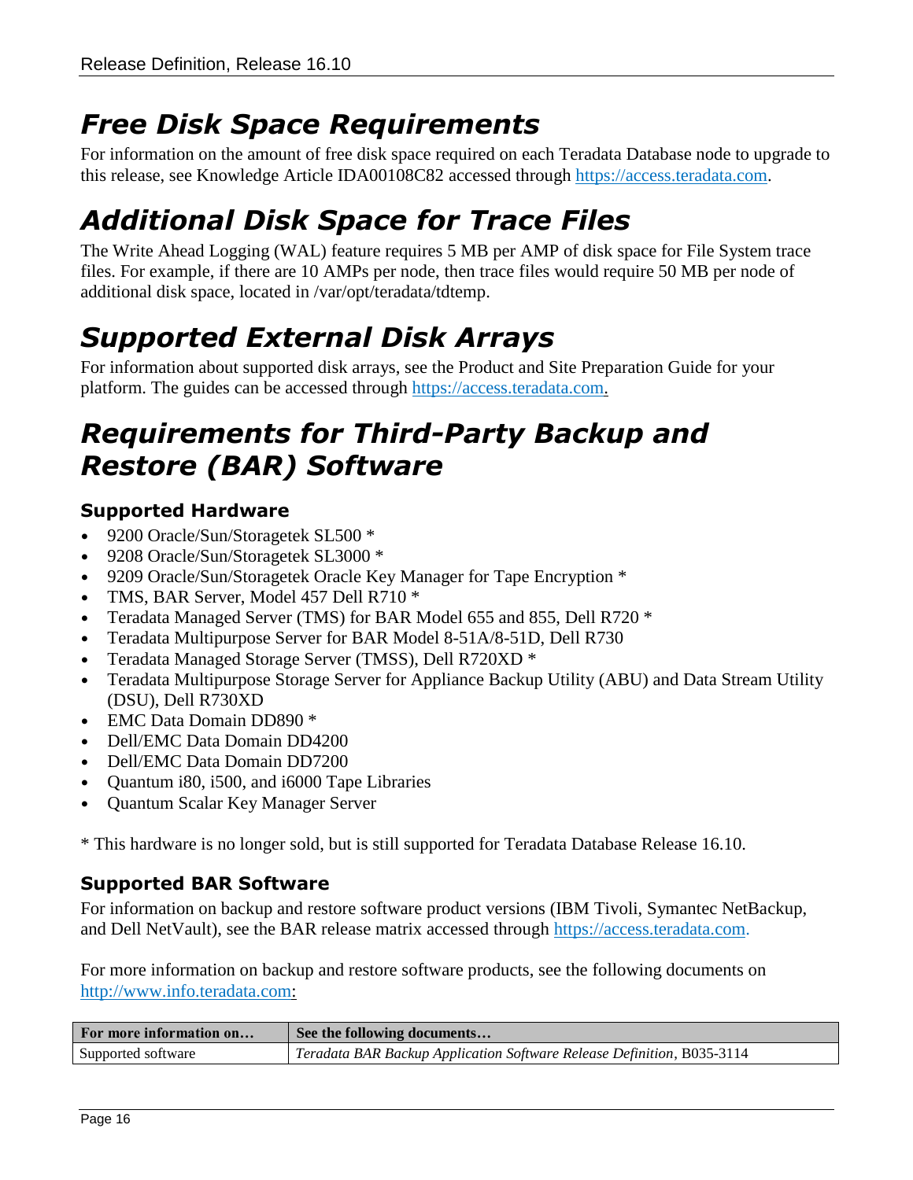# Free Disk Space Requirements

For information on the amount of free disk space required on each Teradata Database node to upgrade to this release, see Knowledge Article IDA00108C82 accessed through https://access.teradata.com.

# Additional Disk Space for Trace Files

The Write Ahead Logging (WAL) feature requires 5 MB per AMP of disk space for File System trace files. For example, if there are 10 AMPs per node, then trace files would require 50 MB per node of additional disk space, located in /var/opt/teradata/tdtemp.

# Supported External Disk Arrays

For information about supported disk arrays, see the Product and Site Preparation Guide for your platform. The guides can be accessed through https://access.teradata.com.

# Requirements for Third-Party Backup and Restore (BAR) Software

### Supported Hardware

- 9200 Oracle/Sun/Storagetek SL500 *
- 9208 Oracle/Sun/Storagetek SL3000 *
- 9209 Oracle/Sun/Storagetek Oracle Key Manager for Tape Encryption *
- TMS, BAR Server, Model 457 Dell R710 *
- Teradata Managed Server (TMS) for BAR Model 655 and 855, Dell R720 *
- Teradata Multipurpose Server for BAR Model 8-51A/8-51D, Dell R730
- Teradata Managed Storage Server (TMSS), Dell R720XD *
- Teradata Multipurpose Storage Server for Appliance Backup Utility (ABU) and Data Stream Utility (DSU), Dell R730XD
- EMC Data Domain DD890 *
- Dell/EMC Data Domain DD4200
- Dell/EMC Data Domain DD7200
- Quantum i80, i500, and i6000 Tape Libraries
- Quantum Scalar Key Manager Server

* This hardware is no longer sold, but is still supported for Teradata Database Release 16.10.

### Supported BAR Software

For information on backup and restore software product versions (IBM Tivoli, Symantec NetBackup, and Dell NetVault), see the BAR release matrix accessed through https://access.teradata.com.

For more information on backup and restore software products, see the following documents on http://www.info.teradata.com:

| For more information on… | See the following documents… |
|---|---|
| Supported software | *Teradata BAR Backup Application Software Release Definition*, B035-3114 |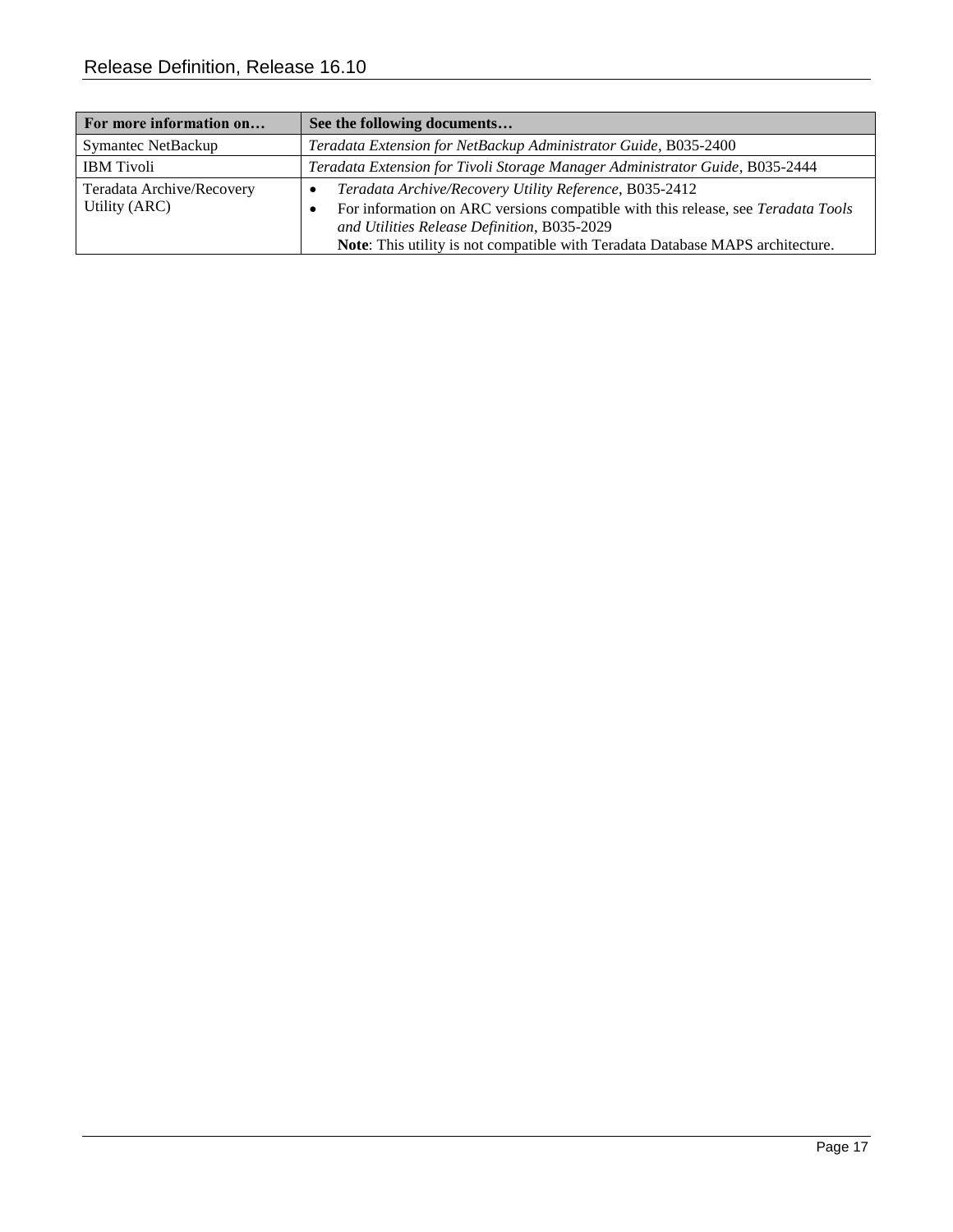| For more information on… | See the following documents… |
|---|---|
| Symantec NetBackup | *Teradata Extension for NetBackup Administrator Guide*, B035-2400 |
| IBM Tivoli | *Teradata Extension for Tivoli Storage Manager Administrator Guide*, B035-2444 |
| Teradata Archive/Recovery Utility (ARC) | • *Teradata Archive/Recovery Utility Reference*, B035-2412<br>• For information on ARC versions compatible with this release, see *Teradata Tools and Utilities Release Definition*, B035-2029<br>**Note**: This utility is not compatible with Teradata Database MAPS architecture. |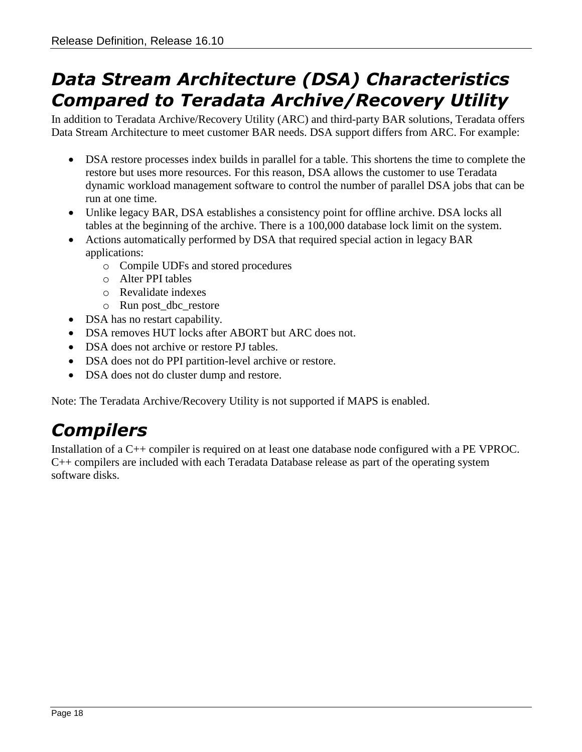## *Data Stream Architecture (DSA) Characteristics Compared to Teradata Archive/Recovery Utility*

In addition to Teradata Archive/Recovery Utility (ARC) and third-party BAR solutions, Teradata offers Data Stream Architecture to meet customer BAR needs. DSA support differs from ARC. For example:

- DSA restore processes index builds in parallel for a table. This shortens the time to complete the restore but uses more resources. For this reason, DSA allows the customer to use Teradata dynamic workload management software to control the number of parallel DSA jobs that can be run at one time.
- Unlike legacy BAR, DSA establishes a consistency point for offline archive. DSA locks all tables at the beginning of the archive. There is a 100,000 database lock limit on the system.
- Actions automatically performed by DSA that required special action in legacy BAR applications:
  - Compile UDFs and stored procedures
  - Alter PPI tables
  - Revalidate indexes
  - Run post_dbc_restore
- DSA has no restart capability.
- DSA removes HUT locks after ABORT but ARC does not.
- DSA does not archive or restore PJ tables.
- DSA does not do PPI partition-level archive or restore.
- DSA does not do cluster dump and restore.

Note: The Teradata Archive/Recovery Utility is not supported if MAPS is enabled.

## *Compilers*

Installation of a C++ compiler is required on at least one database node configured with a PE VPROC. C++ compilers are included with each Teradata Database release as part of the operating system software disks.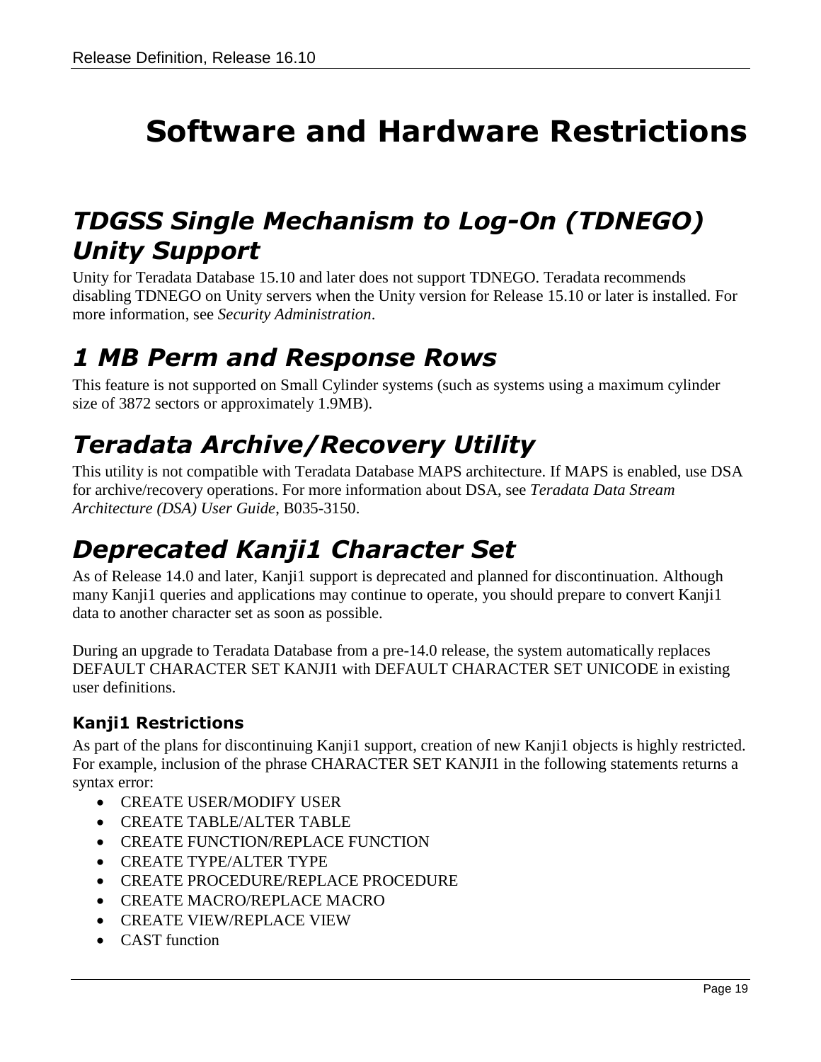# Software and Hardware Restrictions

## *TDGSS Single Mechanism to Log-On (TDNEGO) Unity Support*

Unity for Teradata Database 15.10 and later does not support TDNEGO. Teradata recommends disabling TDNEGO on Unity servers when the Unity version for Release 15.10 or later is installed. For more information, see *Security Administration*.

## *1 MB Perm and Response Rows*

This feature is not supported on Small Cylinder systems (such as systems using a maximum cylinder size of 3872 sectors or approximately 1.9MB).

## *Teradata Archive/Recovery Utility*

This utility is not compatible with Teradata Database MAPS architecture. If MAPS is enabled, use DSA for archive/recovery operations. For more information about DSA, see *Teradata Data Stream Architecture (DSA) User Guide*, B035-3150.

## *Deprecated Kanji1 Character Set*

As of Release 14.0 and later, Kanji1 support is deprecated and planned for discontinuation. Although many Kanji1 queries and applications may continue to operate, you should prepare to convert Kanji1 data to another character set as soon as possible.

During an upgrade to Teradata Database from a pre-14.0 release, the system automatically replaces DEFAULT CHARACTER SET KANJI1 with DEFAULT CHARACTER SET UNICODE in existing user definitions.

### Kanji1 Restrictions

As part of the plans for discontinuing Kanji1 support, creation of new Kanji1 objects is highly restricted. For example, inclusion of the phrase CHARACTER SET KANJI1 in the following statements returns a syntax error:

- CREATE USER/MODIFY USER
- CREATE TABLE/ALTER TABLE
- CREATE FUNCTION/REPLACE FUNCTION
- CREATE TYPE/ALTER TYPE
- CREATE PROCEDURE/REPLACE PROCEDURE
- CREATE MACRO/REPLACE MACRO
- CREATE VIEW/REPLACE VIEW
- CAST function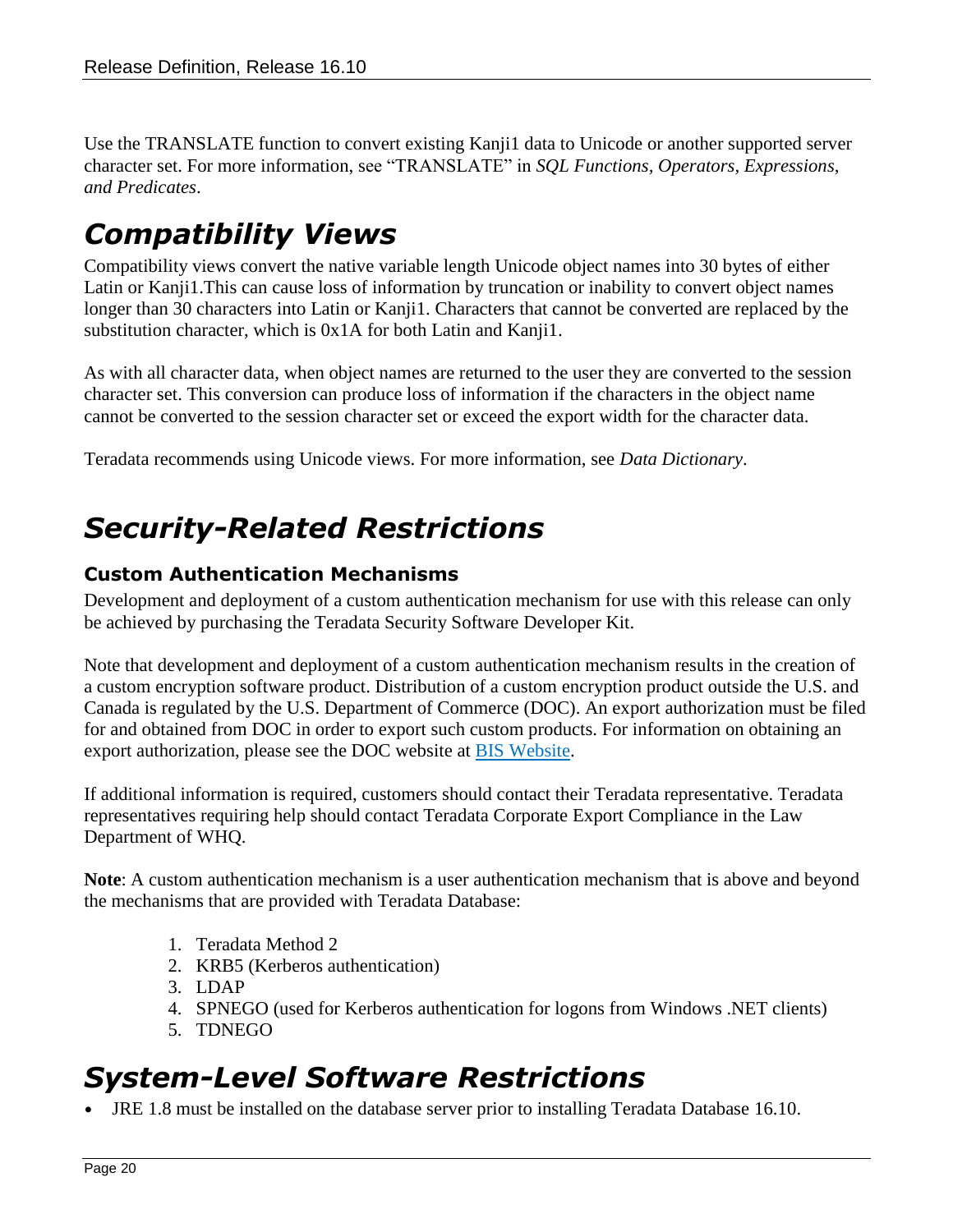Use the TRANSLATE function to convert existing Kanji1 data to Unicode or another supported server character set. For more information, see “TRANSLATE” in *SQL Functions, Operators, Expressions, and Predicates*.

# *Compatibility Views*

Compatibility views convert the native variable length Unicode object names into 30 bytes of either Latin or Kanji1.This can cause loss of information by truncation or inability to convert object names longer than 30 characters into Latin or Kanji1. Characters that cannot be converted are replaced by the substitution character, which is 0x1A for both Latin and Kanji1.

As with all character data, when object names are returned to the user they are converted to the session character set. This conversion can produce loss of information if the characters in the object name cannot be converted to the session character set or exceed the export width for the character data.

Teradata recommends using Unicode views. For more information, see *Data Dictionary*.

# *Security-Related Restrictions*

### Custom Authentication Mechanisms

Development and deployment of a custom authentication mechanism for use with this release can only be achieved by purchasing the Teradata Security Software Developer Kit.

Note that development and deployment of a custom authentication mechanism results in the creation of a custom encryption software product. Distribution of a custom encryption product outside the U.S. and Canada is regulated by the U.S. Department of Commerce (DOC). An export authorization must be filed for and obtained from DOC in order to export such custom products. For information on obtaining an export authorization, please see the DOC website at BIS Website.

If additional information is required, customers should contact their Teradata representative. Teradata representatives requiring help should contact Teradata Corporate Export Compliance in the Law Department of WHQ.

**Note**: A custom authentication mechanism is a user authentication mechanism that is above and beyond the mechanisms that are provided with Teradata Database:

1. Teradata Method 2
2. KRB5 (Kerberos authentication)
3. LDAP
4. SPNEGO (used for Kerberos authentication for logons from Windows .NET clients)
5. TDNEGO

# *System-Level Software Restrictions*

- JRE 1.8 must be installed on the database server prior to installing Teradata Database 16.10.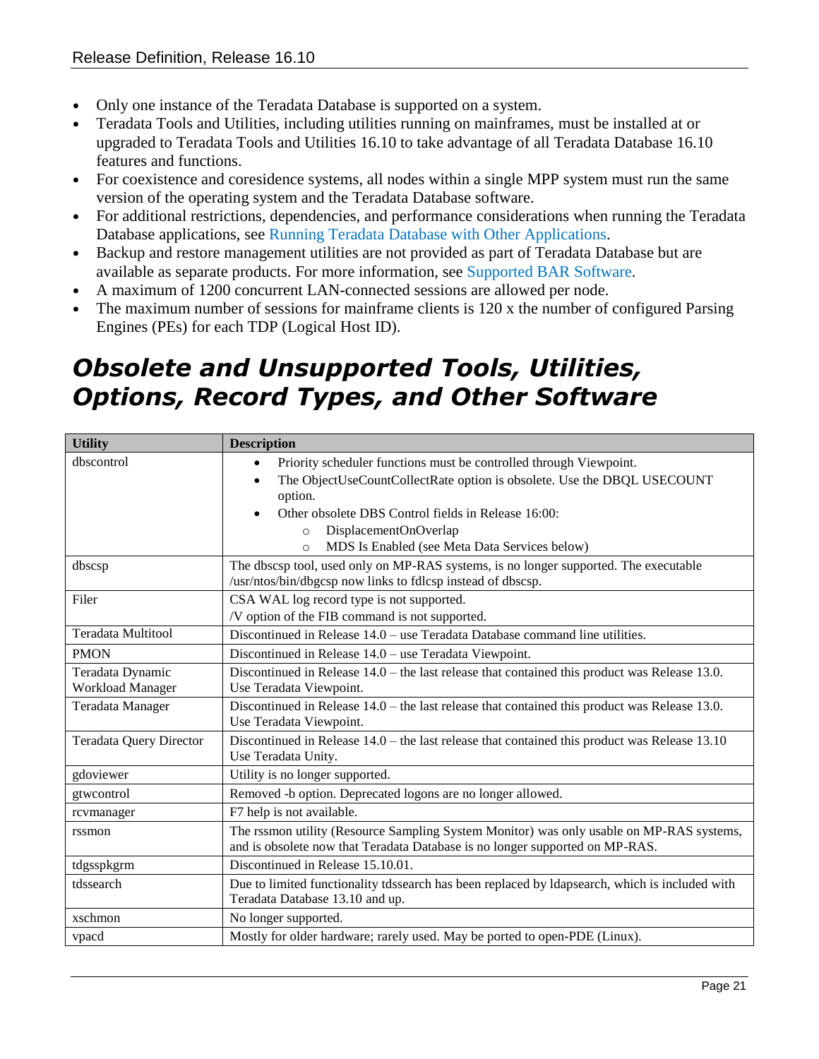- Only one instance of the Teradata Database is supported on a system.
- Teradata Tools and Utilities, including utilities running on mainframes, must be installed at or upgraded to Teradata Tools and Utilities 16.10 to take advantage of all Teradata Database 16.10 features and functions.
- For coexistence and coresidence systems, all nodes within a single MPP system must run the same version of the operating system and the Teradata Database software.
- For additional restrictions, dependencies, and performance considerations when running the Teradata Database applications, see Running Teradata Database with Other Applications.
- Backup and restore management utilities are not provided as part of Teradata Database but are available as separate products. For more information, see Supported BAR Software.
- A maximum of 1200 concurrent LAN-connected sessions are allowed per node.
- The maximum number of sessions for mainframe clients is 120 x the number of configured Parsing Engines (PEs) for each TDP (Logical Host ID).

## *Obsolete and Unsupported Tools, Utilities, Options, Record Types, and Other Software*

| Utility | Description |
|---|---|
| dbscontrol | • Priority scheduler functions must be controlled through Viewpoint.<br>• The ObjectUseCountCollectRate option is obsolete. Use the DBQL USECOUNT option.<br>• Other obsolete DBS Control fields in Release 16:00:<br>  ○ DisplacementOnOverlap<br>  ○ MDS Is Enabled (see Meta Data Services below) |
| dbscsp | The dbscsp tool, used only on MP-RAS systems, is no longer supported. The executable /usr/ntos/bin/dbgcsp now links to fdlcsp instead of dbscsp. |
| Filer | CSA WAL log record type is not supported.<br>/V option of the FIB command is not supported. |
| Teradata Multitool | Discontinued in Release 14.0 – use Teradata Database command line utilities. |
| PMON | Discontinued in Release 14.0 – use Teradata Viewpoint. |
| Teradata Dynamic Workload Manager | Discontinued in Release 14.0 – the last release that contained this product was Release 13.0. Use Teradata Viewpoint. |
| Teradata Manager | Discontinued in Release 14.0 – the last release that contained this product was Release 13.0. Use Teradata Viewpoint. |
| Teradata Query Director | Discontinued in Release 14.0 – the last release that contained this product was Release 13.10 Use Teradata Unity. |
| gdoviewer | Utility is no longer supported. |
| gtwcontrol | Removed -b option. Deprecated logons are no longer allowed. |
| rcvmanager | F7 help is not available. |
| rssmon | The rssmon utility (Resource Sampling System Monitor) was only usable on MP-RAS systems, and is obsolete now that Teradata Database is no longer supported on MP-RAS. |
| tdgsspkgrm | Discontinued in Release 15.10.01. |
| tdssearch | Due to limited functionality tdssearch has been replaced by ldapsearch, which is included with Teradata Database 13.10 and up. |
| xschmon | No longer supported. |
| vpacd | Mostly for older hardware; rarely used. May be ported to open-PDE (Linux). |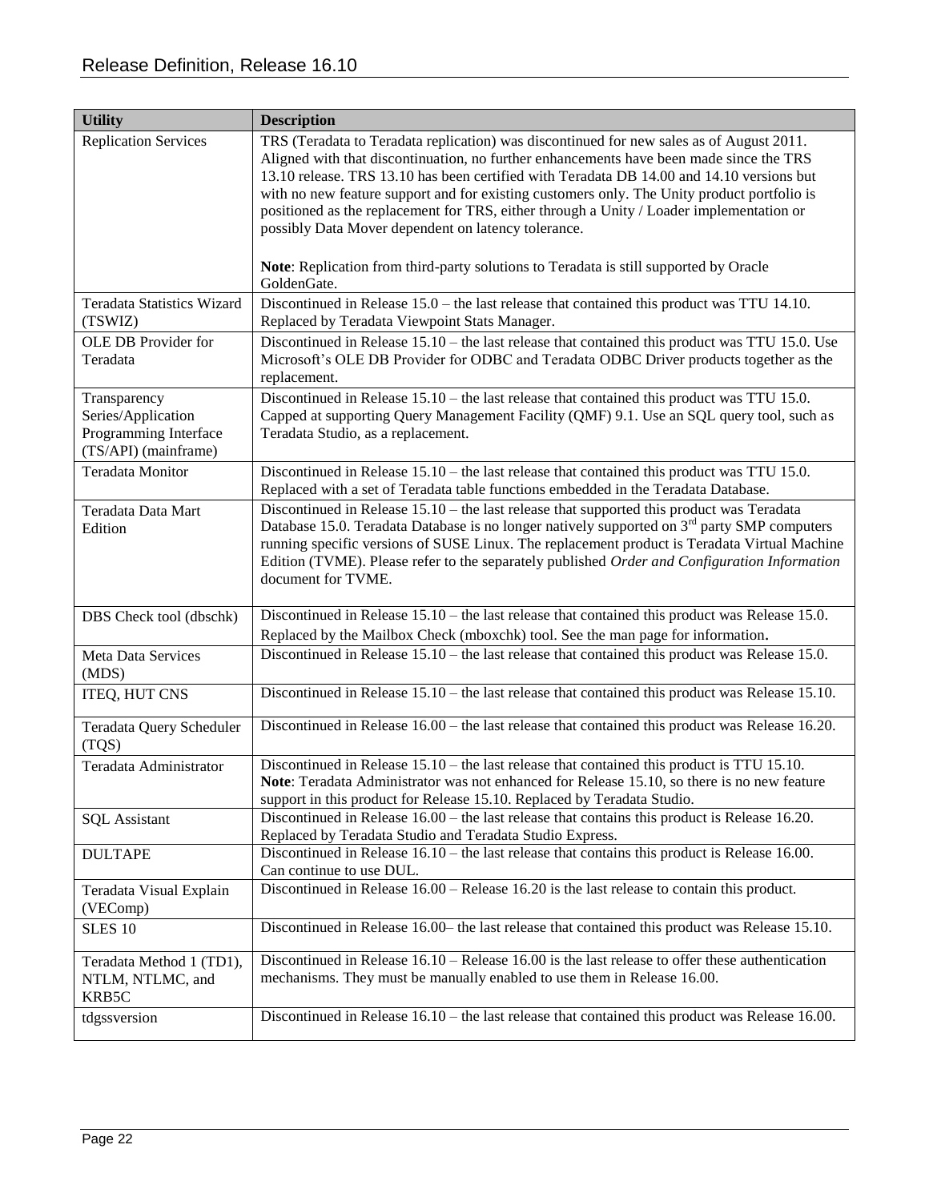| Utility | Description |
|---|---|
| Replication Services | TRS (Teradata to Teradata replication) was discontinued for new sales as of August 2011. Aligned with that discontinuation, no further enhancements have been made since the TRS 13.10 release. TRS 13.10 has been certified with Teradata DB 14.00 and 14.10 versions but with no new feature support and for existing customers only. The Unity product portfolio is positioned as the replacement for TRS, either through a Unity / Loader implementation or possibly Data Mover dependent on latency tolerance.<br><br>**Note**: Replication from third-party solutions to Teradata is still supported by Oracle GoldenGate. |
| Teradata Statistics Wizard (TSWIZ) | Discontinued in Release 15.0 – the last release that contained this product was TTU 14.10. Replaced by Teradata Viewpoint Stats Manager. |
| OLE DB Provider for Teradata | Discontinued in Release 15.10 – the last release that contained this product was TTU 15.0. Use Microsoft's OLE DB Provider for ODBC and Teradata ODBC Driver products together as the replacement. |
| Transparency Series/Application Programming Interface (TS/API) (mainframe) | Discontinued in Release 15.10 – the last release that contained this product was TTU 15.0. Capped at supporting Query Management Facility (QMF) 9.1. Use an SQL query tool, such as Teradata Studio, as a replacement. |
| Teradata Monitor | Discontinued in Release 15.10 – the last release that contained this product was TTU 15.0. Replaced with a set of Teradata table functions embedded in the Teradata Database. |
| Teradata Data Mart Edition | Discontinued in Release 15.10 – the last release that supported this product was Teradata Database 15.0. Teradata Database is no longer natively supported on 3rd party SMP computers running specific versions of SUSE Linux. The replacement product is Teradata Virtual Machine Edition (TVME). Please refer to the separately published *Order and Configuration Information* document for TVME. |
| DBS Check tool (dbschk) | Discontinued in Release 15.10 – the last release that contained this product was Release 15.0. Replaced by the Mailbox Check (mboxchk) tool. See the man page for information. |
| Meta Data Services (MDS) | Discontinued in Release 15.10 – the last release that contained this product was Release 15.0. |
| ITEQ, HUT CNS | Discontinued in Release 15.10 – the last release that contained this product was Release 15.10. |
| Teradata Query Scheduler (TQS) | Discontinued in Release 16.00 – the last release that contained this product was Release 16.20. |
| Teradata Administrator | Discontinued in Release 15.10 – the last release that contained this product is TTU 15.10.<br>**Note**: Teradata Administrator was not enhanced for Release 15.10, so there is no new feature support in this product for Release 15.10. Replaced by Teradata Studio. |
| SQL Assistant | Discontinued in Release 16.00 – the last release that contains this product is Release 16.20. Replaced by Teradata Studio and Teradata Studio Express. |
| DULTAPE | Discontinued in Release 16.10 – the last release that contains this product is Release 16.00. Can continue to use DUL. |
| Teradata Visual Explain (VEComp) | Discontinued in Release 16.00 – Release 16.20 is the last release to contain this product. |
| SLES 10 | Discontinued in Release 16.00– the last release that contained this product was Release 15.10. |
| Teradata Method 1 (TD1), NTLM, NTLMC, and KRB5C | Discontinued in Release 16.10 – Release 16.00 is the last release to offer these authentication mechanisms. They must be manually enabled to use them in Release 16.00. |
| tdgssversion | Discontinued in Release 16.10 – the last release that contained this product was Release 16.00. |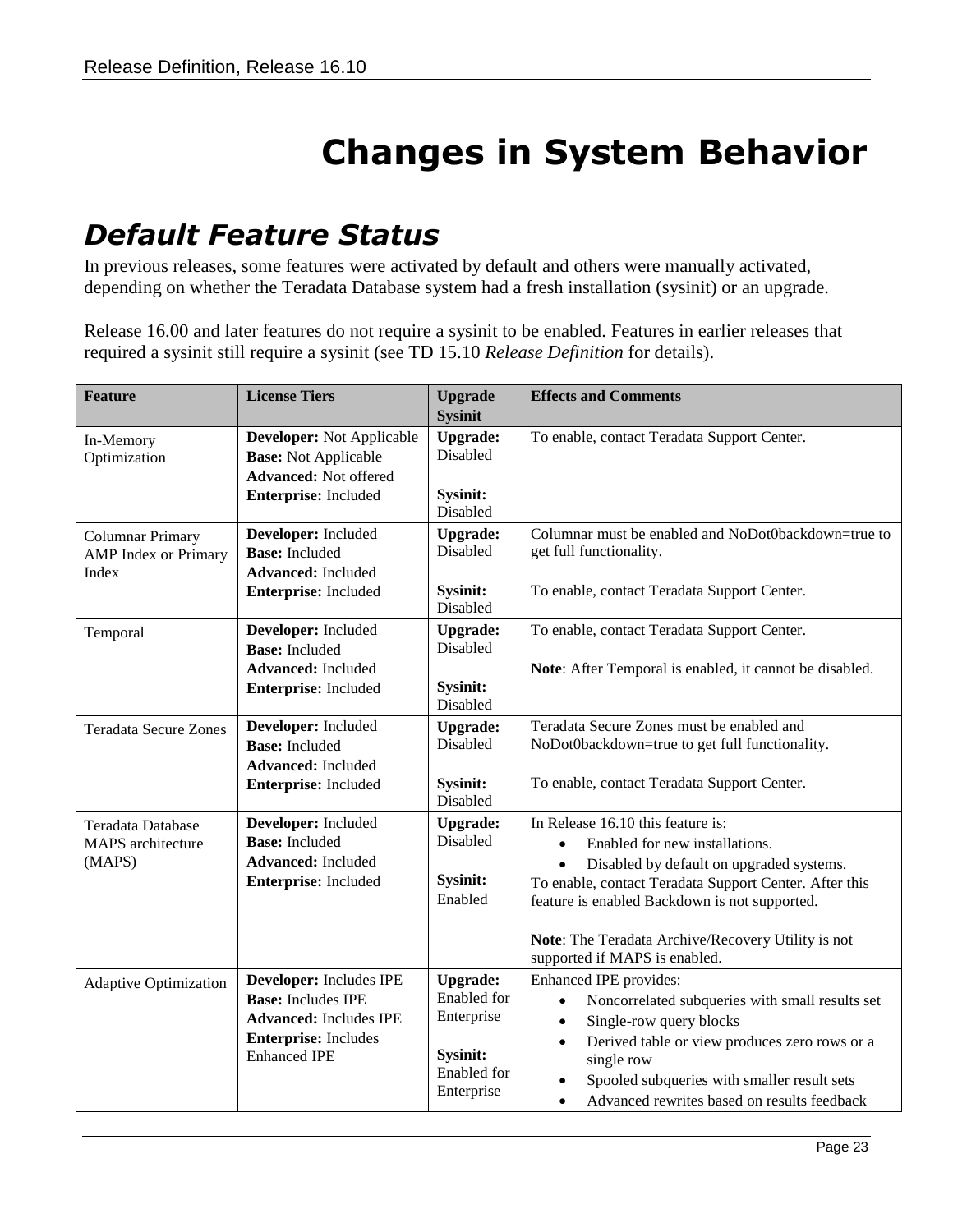# Changes in System Behavior

## *Default Feature Status*

In previous releases, some features were activated by default and others were manually activated, depending on whether the Teradata Database system had a fresh installation (sysinit) or an upgrade.

Release 16.00 and later features do not require a sysinit to be enabled. Features in earlier releases that required a sysinit still require a sysinit (see TD 15.10 *Release Definition* for details).

| Feature | License Tiers | Upgrade Sysinit | Effects and Comments |
|---|---|---|---|
| In-Memory Optimization | **Developer:** Not Applicable<br>**Base:** Not Applicable<br>**Advanced:** Not offered<br>**Enterprise:** Included | **Upgrade:** Disabled<br><br>**Sysinit:** Disabled | To enable, contact Teradata Support Center. |
| Columnar Primary AMP Index or Primary Index | **Developer:** Included<br>**Base:** Included<br>**Advanced:** Included<br>**Enterprise:** Included | **Upgrade:** Disabled<br><br>**Sysinit:** Disabled | Columnar must be enabled and NoDot0backdown=true to get full functionality.<br><br>To enable, contact Teradata Support Center. |
| Temporal | **Developer:** Included<br>**Base:** Included<br>**Advanced:** Included<br>**Enterprise:** Included | **Upgrade:** Disabled<br><br>**Sysinit:** Disabled | To enable, contact Teradata Support Center.<br><br>**Note**: After Temporal is enabled, it cannot be disabled. |
| Teradata Secure Zones | **Developer:** Included<br>**Base:** Included<br>**Advanced:** Included<br>**Enterprise:** Included | **Upgrade:** Disabled<br><br>**Sysinit:** Disabled | Teradata Secure Zones must be enabled and NoDot0backdown=true to get full functionality.<br><br>To enable, contact Teradata Support Center. |
| Teradata Database MAPS architecture (MAPS) | **Developer:** Included<br>**Base:** Included<br>**Advanced:** Included<br>**Enterprise:** Included | **Upgrade:** Disabled<br><br>**Sysinit:** Enabled | In Release 16.10 this feature is:<br>• Enabled for new installations.<br>• Disabled by default on upgraded systems.<br>To enable, contact Teradata Support Center. After this feature is enabled Backdown is not supported.<br><br>**Note**: The Teradata Archive/Recovery Utility is not supported if MAPS is enabled. |
| Adaptive Optimization | **Developer:** Includes IPE<br>**Base:** Includes IPE<br>**Advanced:** Includes IPE<br>**Enterprise:** Includes Enhanced IPE | **Upgrade:** Enabled for Enterprise<br><br>**Sysinit:** Enabled for Enterprise | Enhanced IPE provides:<br>• Noncorrelated subqueries with small results set<br>• Single-row query blocks<br>• Derived table or view produces zero rows or a single row<br>• Spooled subqueries with smaller result sets<br>• Advanced rewrites based on results feedback |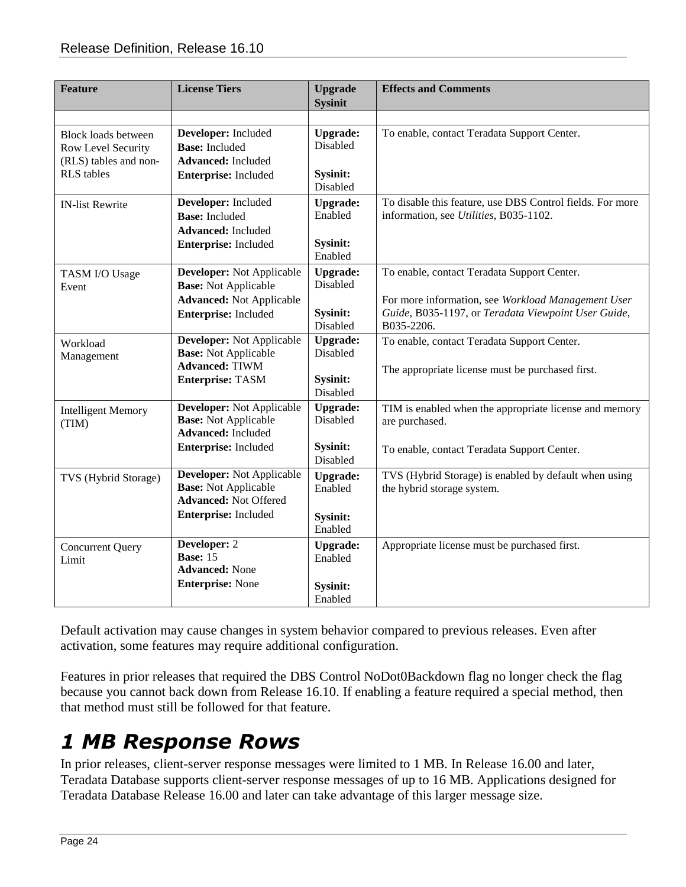| Feature | License Tiers | Upgrade Sysinit | Effects and Comments |
|---|---|---|---|
| | | | |
| Block loads between Row Level Security (RLS) tables and non-RLS tables | **Developer:** Included<br>**Base:** Included<br>**Advanced:** Included<br>**Enterprise:** Included | **Upgrade:** Disabled<br><br>**Sysinit:** Disabled | To enable, contact Teradata Support Center. |
| IN-list Rewrite | **Developer:** Included<br>**Base:** Included<br>**Advanced:** Included<br>**Enterprise:** Included | **Upgrade:** Enabled<br><br>**Sysinit:** Enabled | To disable this feature, use DBS Control fields. For more information, see *Utilities*, B035-1102. |
| TASM I/O Usage Event | **Developer:** Not Applicable<br>**Base:** Not Applicable<br>**Advanced:** Not Applicable<br>**Enterprise:** Included | **Upgrade:** Disabled<br><br>**Sysinit:** Disabled | To enable, contact Teradata Support Center.<br><br>For more information, see *Workload Management User Guide*, B035-1197, or *Teradata Viewpoint User Guide*, B035-2206. |
| Workload Management | **Developer:** Not Applicable<br>**Base:** Not Applicable<br>**Advanced:** TIWM<br>**Enterprise:** TASM | **Upgrade:** Disabled<br><br>**Sysinit:** Disabled | To enable, contact Teradata Support Center.<br><br>The appropriate license must be purchased first. |
| Intelligent Memory (TIM) | **Developer:** Not Applicable<br>**Base:** Not Applicable<br>**Advanced:** Included<br>**Enterprise:** Included | **Upgrade:** Disabled<br><br>**Sysinit:** Disabled | TIM is enabled when the appropriate license and memory are purchased.<br><br>To enable, contact Teradata Support Center. |
| TVS (Hybrid Storage) | **Developer:** Not Applicable<br>**Base:** Not Applicable<br>**Advanced:** Not Offered<br>**Enterprise:** Included | **Upgrade:** Enabled<br><br>**Sysinit:** Enabled | TVS (Hybrid Storage) is enabled by default when using the hybrid storage system. |
| Concurrent Query Limit | **Developer:** 2<br>**Base:** 15<br>**Advanced:** None<br>**Enterprise:** None | **Upgrade:** Enabled<br><br>**Sysinit:** Enabled | Appropriate license must be purchased first. |

Default activation may cause changes in system behavior compared to previous releases. Even after activation, some features may require additional configuration.

Features in prior releases that required the DBS Control NoDot0Backdown flag no longer check the flag because you cannot back down from Release 16.10. If enabling a feature required a special method, then that method must still be followed for that feature.

# 1 MB Response Rows

In prior releases, client-server response messages were limited to 1 MB. In Release 16.00 and later, Teradata Database supports client-server response messages of up to 16 MB. Applications designed for Teradata Database Release 16.00 and later can take advantage of this larger message size.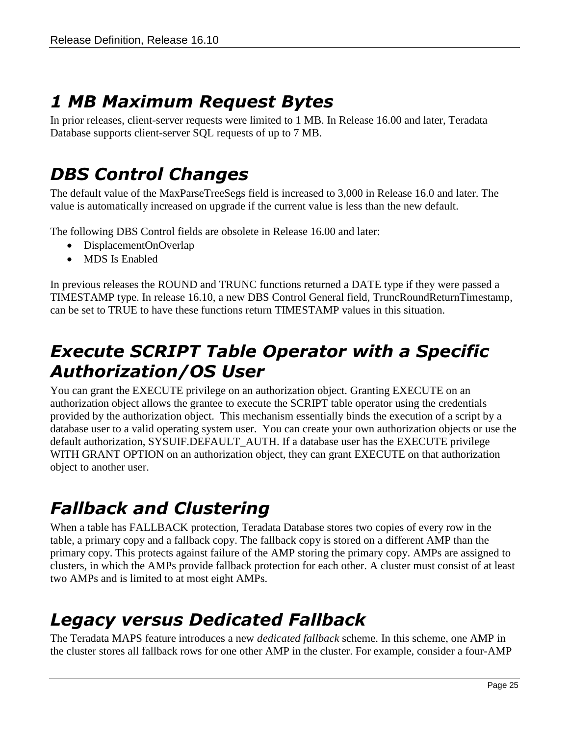## *1 MB Maximum Request Bytes*

In prior releases, client-server requests were limited to 1 MB. In Release 16.00 and later, Teradata Database supports client-server SQL requests of up to 7 MB.

## *DBS Control Changes*

The default value of the MaxParseTreeSegs field is increased to 3,000 in Release 16.0 and later. The value is automatically increased on upgrade if the current value is less than the new default.

The following DBS Control fields are obsolete in Release 16.00 and later:

- DisplacementOnOverlap
- MDS Is Enabled

In previous releases the ROUND and TRUNC functions returned a DATE type if they were passed a TIMESTAMP type. In release 16.10, a new DBS Control General field, TruncRoundReturnTimestamp, can be set to TRUE to have these functions return TIMESTAMP values in this situation.

## *Execute SCRIPT Table Operator with a Specific Authorization/OS User*

You can grant the EXECUTE privilege on an authorization object. Granting EXECUTE on an authorization object allows the grantee to execute the SCRIPT table operator using the credentials provided by the authorization object. This mechanism essentially binds the execution of a script by a database user to a valid operating system user. You can create your own authorization objects or use the default authorization, SYSUIF.DEFAULT_AUTH. If a database user has the EXECUTE privilege WITH GRANT OPTION on an authorization object, they can grant EXECUTE on that authorization object to another user.

## *Fallback and Clustering*

When a table has FALLBACK protection, Teradata Database stores two copies of every row in the table, a primary copy and a fallback copy. The fallback copy is stored on a different AMP than the primary copy. This protects against failure of the AMP storing the primary copy. AMPs are assigned to clusters, in which the AMPs provide fallback protection for each other. A cluster must consist of at least two AMPs and is limited to at most eight AMPs.

## *Legacy versus Dedicated Fallback*

The Teradata MAPS feature introduces a new *dedicated fallback* scheme. In this scheme, one AMP in the cluster stores all fallback rows for one other AMP in the cluster. For example, consider a four-AMP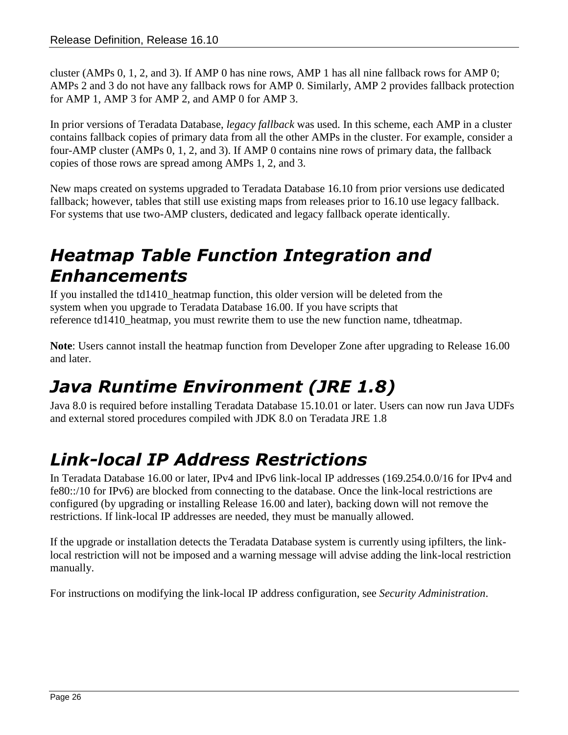cluster (AMPs 0, 1, 2, and 3). If AMP 0 has nine rows, AMP 1 has all nine fallback rows for AMP 0; AMPs 2 and 3 do not have any fallback rows for AMP 0. Similarly, AMP 2 provides fallback protection for AMP 1, AMP 3 for AMP 2, and AMP 0 for AMP 3.

In prior versions of Teradata Database, *legacy fallback* was used. In this scheme, each AMP in a cluster contains fallback copies of primary data from all the other AMPs in the cluster. For example, consider a four-AMP cluster (AMPs 0, 1, 2, and 3). If AMP 0 contains nine rows of primary data, the fallback copies of those rows are spread among AMPs 1, 2, and 3.

New maps created on systems upgraded to Teradata Database 16.10 from prior versions use dedicated fallback; however, tables that still use existing maps from releases prior to 16.10 use legacy fallback. For systems that use two-AMP clusters, dedicated and legacy fallback operate identically.

## *Heatmap Table Function Integration and Enhancements*

If you installed the td1410_heatmap function, this older version will be deleted from the system when you upgrade to Teradata Database 16.00. If you have scripts that reference td1410_heatmap, you must rewrite them to use the new function name, tdheatmap.

**Note**: Users cannot install the heatmap function from Developer Zone after upgrading to Release 16.00 and later.

## *Java Runtime Environment (JRE 1.8)*

Java 8.0 is required before installing Teradata Database 15.10.01 or later. Users can now run Java UDFs and external stored procedures compiled with JDK 8.0 on Teradata JRE 1.8

## *Link-local IP Address Restrictions*

In Teradata Database 16.00 or later, IPv4 and IPv6 link-local IP addresses (169.254.0.0/16 for IPv4 and fe80::/10 for IPv6) are blocked from connecting to the database. Once the link-local restrictions are configured (by upgrading or installing Release 16.00 and later), backing down will not remove the restrictions. If link-local IP addresses are needed, they must be manually allowed.

If the upgrade or installation detects the Teradata Database system is currently using ipfilters, the link-local restriction will not be imposed and a warning message will advise adding the link-local restriction manually.

For instructions on modifying the link-local IP address configuration, see *Security Administration*.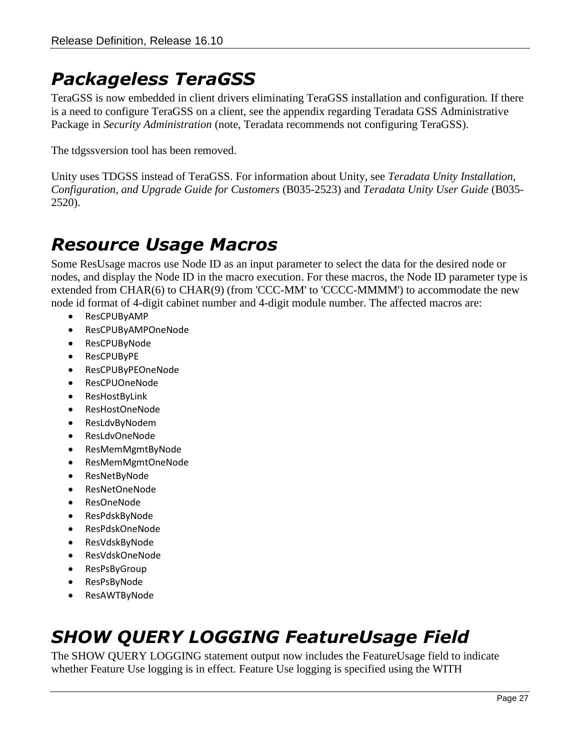## *Packageless TeraGSS*

TeraGSS is now embedded in client drivers eliminating TeraGSS installation and configuration. If there is a need to configure TeraGSS on a client, see the appendix regarding Teradata GSS Administrative Package in *Security Administration* (note, Teradata recommends not configuring TeraGSS).

The tdgssversion tool has been removed.

Unity uses TDGSS instead of TeraGSS. For information about Unity, see *Teradata Unity Installation, Configuration, and Upgrade Guide for Customers* (B035-2523) and *Teradata Unity User Guide* (B035-2520).

## *Resource Usage Macros*

Some ResUsage macros use Node ID as an input parameter to select the data for the desired node or nodes, and display the Node ID in the macro execution. For these macros, the Node ID parameter type is extended from CHAR(6) to CHAR(9) (from 'CCC-MM' to 'CCCC-MMMM') to accommodate the new node id format of 4-digit cabinet number and 4-digit module number. The affected macros are:

- ResCPUByAMP
- ResCPUByAMPOneNode
- ResCPUByNode
- ResCPUByPE
- ResCPUByPEOneNode
- ResCPUOneNode
- ResHostByLink
- ResHostOneNode
- ResLdvByNodem
- ResLdvOneNode
- ResMemMgmtByNode
- ResMemMgmtOneNode
- ResNetByNode
- ResNetOneNode
- ResOneNode
- ResPdskByNode
- ResPdskOneNode
- ResVdskByNode
- ResVdskOneNode
- ResPsByGroup
- ResPsByNode
- ResAWTByNode

## *SHOW QUERY LOGGING FeatureUsage Field*

The SHOW QUERY LOGGING statement output now includes the FeatureUsage field to indicate whether Feature Use logging is in effect. Feature Use logging is specified using the WITH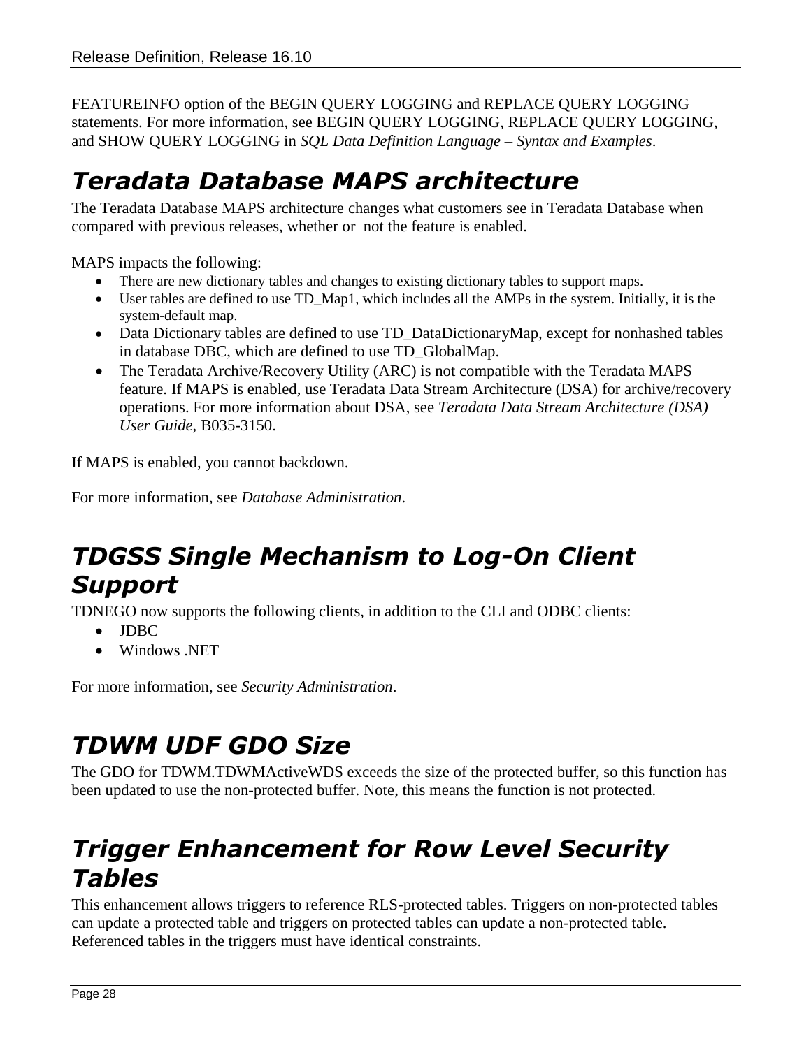FEATUREINFO option of the BEGIN QUERY LOGGING and REPLACE QUERY LOGGING statements. For more information, see BEGIN QUERY LOGGING, REPLACE QUERY LOGGING, and SHOW QUERY LOGGING in *SQL Data Definition Language – Syntax and Examples*.

## *Teradata Database MAPS architecture*

The Teradata Database MAPS architecture changes what customers see in Teradata Database when compared with previous releases, whether or not the feature is enabled.

MAPS impacts the following:

- There are new dictionary tables and changes to existing dictionary tables to support maps.
- User tables are defined to use TD_Map1, which includes all the AMPs in the system. Initially, it is the system-default map.
- Data Dictionary tables are defined to use TD_DataDictionaryMap, except for nonhashed tables in database DBC, which are defined to use TD_GlobalMap.
- The Teradata Archive/Recovery Utility (ARC) is not compatible with the Teradata MAPS feature. If MAPS is enabled, use Teradata Data Stream Architecture (DSA) for archive/recovery operations. For more information about DSA, see *Teradata Data Stream Architecture (DSA) User Guide*, B035-3150.

If MAPS is enabled, you cannot backdown.

For more information, see *Database Administration*.

## *TDGSS Single Mechanism to Log-On Client Support*

TDNEGO now supports the following clients, in addition to the CLI and ODBC clients:

- JDBC
- Windows .NET

For more information, see *Security Administration*.

## *TDWM UDF GDO Size*

The GDO for TDWM.TDWMActiveWDS exceeds the size of the protected buffer, so this function has been updated to use the non-protected buffer. Note, this means the function is not protected.

## *Trigger Enhancement for Row Level Security Tables*

This enhancement allows triggers to reference RLS-protected tables. Triggers on non-protected tables can update a protected table and triggers on protected tables can update a non-protected table. Referenced tables in the triggers must have identical constraints.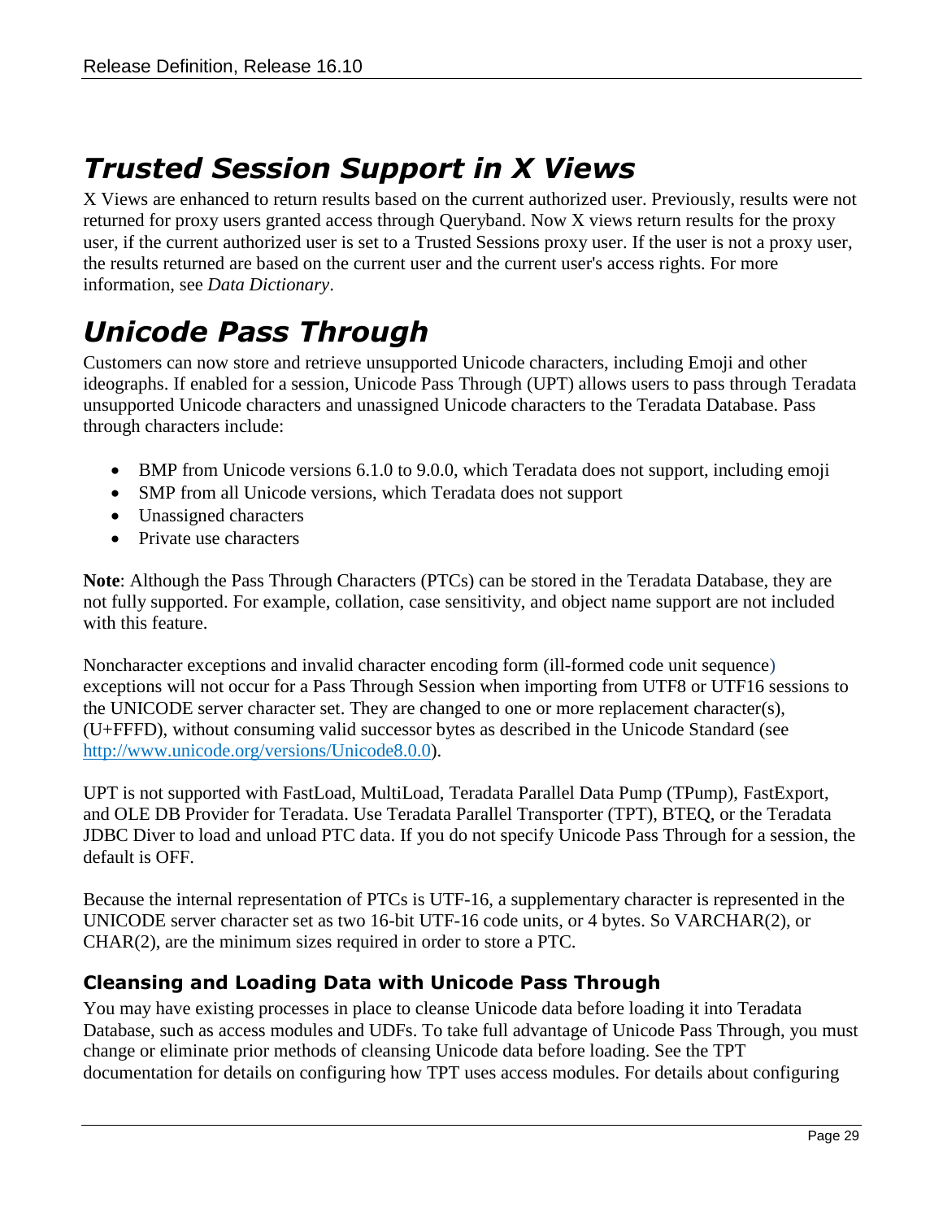# *Trusted Session Support in X Views*

X Views are enhanced to return results based on the current authorized user. Previously, results were not returned for proxy users granted access through Queryband. Now X views return results for the proxy user, if the current authorized user is set to a Trusted Sessions proxy user. If the user is not a proxy user, the results returned are based on the current user and the current user's access rights. For more information, see *Data Dictionary*.

# *Unicode Pass Through*

Customers can now store and retrieve unsupported Unicode characters, including Emoji and other ideographs. If enabled for a session, Unicode Pass Through (UPT) allows users to pass through Teradata unsupported Unicode characters and unassigned Unicode characters to the Teradata Database. Pass through characters include:

- BMP from Unicode versions 6.1.0 to 9.0.0, which Teradata does not support, including emoji
- SMP from all Unicode versions, which Teradata does not support
- Unassigned characters
- Private use characters

**Note**: Although the Pass Through Characters (PTCs) can be stored in the Teradata Database, they are not fully supported. For example, collation, case sensitivity, and object name support are not included with this feature.

Noncharacter exceptions and invalid character encoding form (ill-formed code unit sequence) exceptions will not occur for a Pass Through Session when importing from UTF8 or UTF16 sessions to the UNICODE server character set. They are changed to one or more replacement character(s), (U+FFFD), without consuming valid successor bytes as described in the Unicode Standard (see http://www.unicode.org/versions/Unicode8.0.0).

UPT is not supported with FastLoad, MultiLoad, Teradata Parallel Data Pump (TPump), FastExport, and OLE DB Provider for Teradata. Use Teradata Parallel Transporter (TPT), BTEQ, or the Teradata JDBC Diver to load and unload PTC data. If you do not specify Unicode Pass Through for a session, the default is OFF.

Because the internal representation of PTCs is UTF-16, a supplementary character is represented in the UNICODE server character set as two 16-bit UTF-16 code units, or 4 bytes. So VARCHAR(2), or CHAR(2), are the minimum sizes required in order to store a PTC.

### Cleansing and Loading Data with Unicode Pass Through

You may have existing processes in place to cleanse Unicode data before loading it into Teradata Database, such as access modules and UDFs. To take full advantage of Unicode Pass Through, you must change or eliminate prior methods of cleansing Unicode data before loading. See the TPT documentation for details on configuring how TPT uses access modules. For details about configuring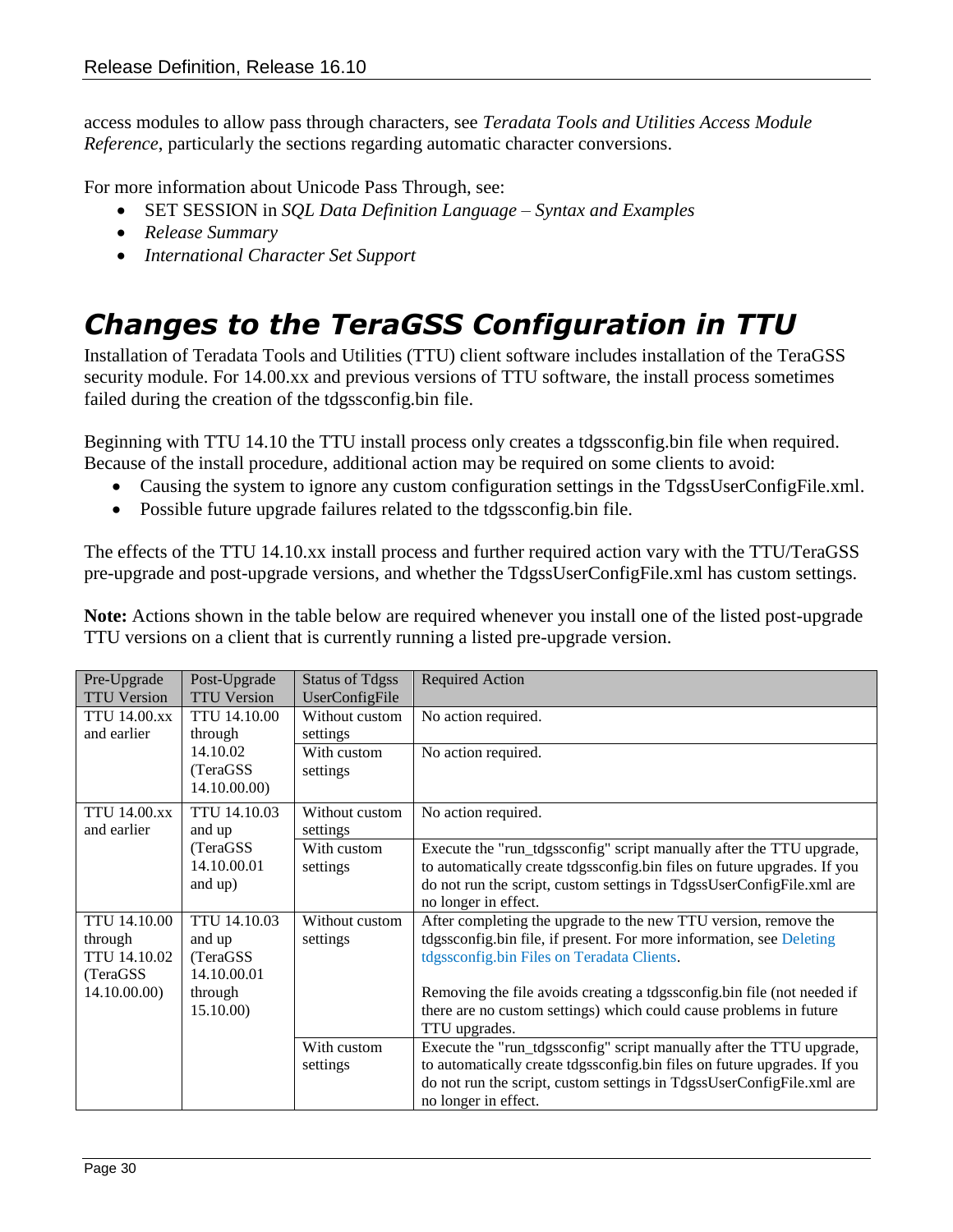access modules to allow pass through characters, see *Teradata Tools and Utilities Access Module Reference*, particularly the sections regarding automatic character conversions.

For more information about Unicode Pass Through, see:

- SET SESSION in *SQL Data Definition Language – Syntax and Examples*
- *Release Summary*
- *International Character Set Support*

# Changes to the TeraGSS Configuration in TTU

Installation of Teradata Tools and Utilities (TTU) client software includes installation of the TeraGSS security module. For 14.00.xx and previous versions of TTU software, the install process sometimes failed during the creation of the tdgssconfig.bin file.

Beginning with TTU 14.10 the TTU install process only creates a tdgssconfig.bin file when required. Because of the install procedure, additional action may be required on some clients to avoid:

- Causing the system to ignore any custom configuration settings in the TdgssUserConfigFile.xml.
- Possible future upgrade failures related to the tdgssconfig.bin file.

The effects of the TTU 14.10.xx install process and further required action vary with the TTU/TeraGSS pre-upgrade and post-upgrade versions, and whether the TdgssUserConfigFile.xml has custom settings.

**Note:** Actions shown in the table below are required whenever you install one of the listed post-upgrade TTU versions on a client that is currently running a listed pre-upgrade version.

| Pre-Upgrade TTU Version | Post-Upgrade TTU Version | Status of Tdgss UserConfigFile | Required Action |
|---|---|---|---|
| TTU 14.00.xx and earlier | TTU 14.10.00 through 14.10.02 (TeraGSS 14.10.00.00) | Without custom settings | No action required. |
| | | With custom settings | No action required. |
| TTU 14.00.xx and earlier | TTU 14.10.03 and up (TeraGSS 14.10.00.01 and up) | Without custom settings | No action required. |
| | | With custom settings | Execute the "run_tdgssconfig" script manually after the TTU upgrade, to automatically create tdgssconfig.bin files on future upgrades. If you do not run the script, custom settings in TdgssUserConfigFile.xml are no longer in effect. |
| TTU 14.10.00 through TTU 14.10.02 (TeraGSS 14.10.00.00) | TTU 14.10.03 and up (TeraGSS 14.10.00.01 through 15.10.00) | Without custom settings | After completing the upgrade to the new TTU version, remove the tdgssconfig.bin file, if present. For more information, see Deleting tdgssconfig.bin Files on Teradata Clients.<br><br>Removing the file avoids creating a tdgssconfig.bin file (not needed if there are no custom settings) which could cause problems in future TTU upgrades. |
| | | With custom settings | Execute the "run_tdgssconfig" script manually after the TTU upgrade, to automatically create tdgssconfig.bin files on future upgrades. If you do not run the script, custom settings in TdgssUserConfigFile.xml are no longer in effect. |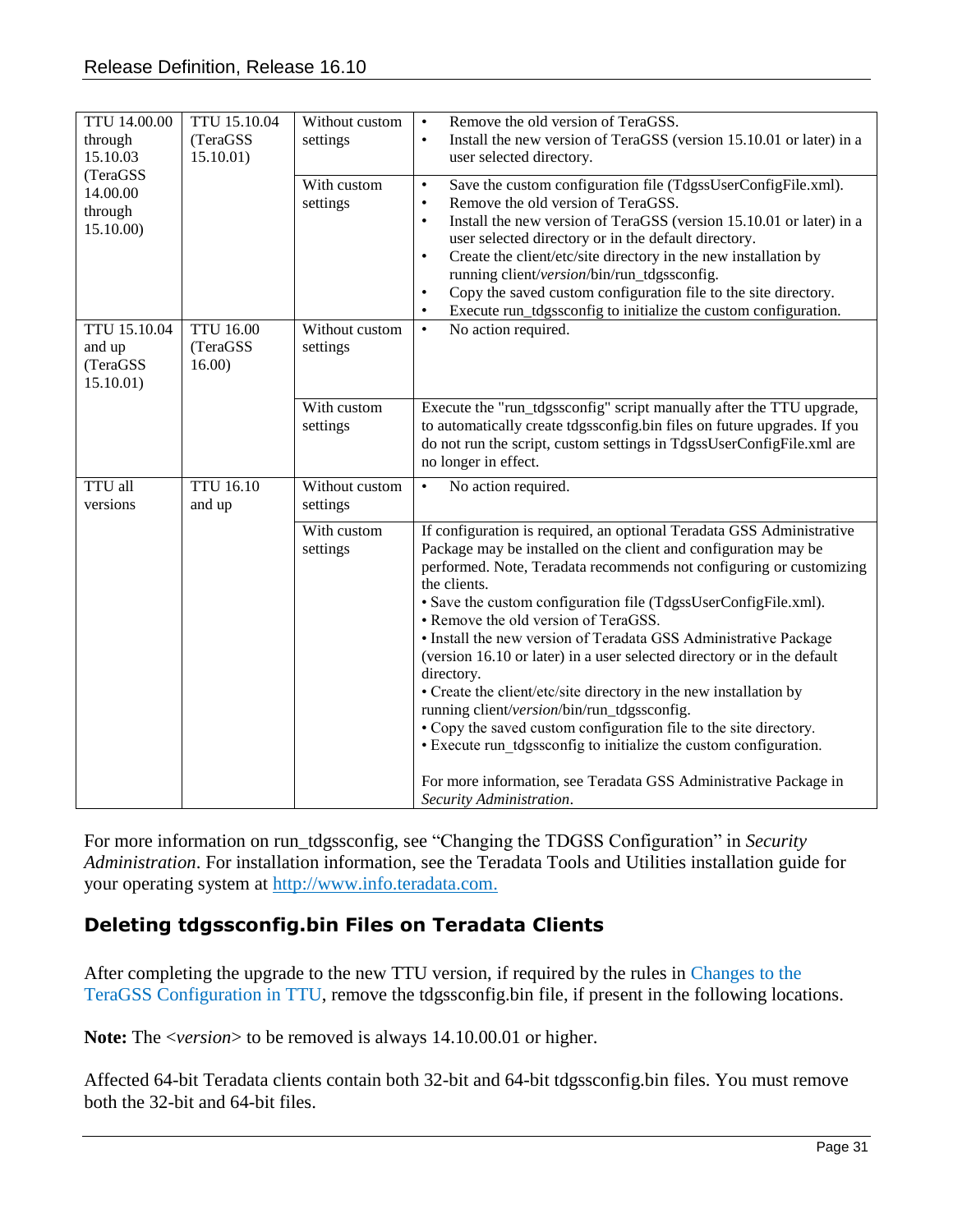| | | | |
|---|---|---|---|
| TTU 14.00.00 through 15.10.03 (TeraGSS 14.00.00 through 15.10.00) | TTU 15.10.04 (TeraGSS 15.10.01) | Without custom settings | • Remove the old version of TeraGSS.<br>• Install the new version of TeraGSS (version 15.10.01 or later) in a user selected directory. |
| | | With custom settings | • Save the custom configuration file (TdgssUserConfigFile.xml).<br>• Remove the old version of TeraGSS.<br>• Install the new version of TeraGSS (version 15.10.01 or later) in a user selected directory or in the default directory.<br>• Create the client/etc/site directory in the new installation by running client/*version*/bin/run_tdgssconfig.<br>• Copy the saved custom configuration file to the site directory.<br>• Execute run_tdgssconfig to initialize the custom configuration. |
| TTU 15.10.04 and up (TeraGSS 15.10.01) | TTU 16.00 (TeraGSS 16.00) | Without custom settings | • No action required. |
| | | With custom settings | Execute the "run_tdgssconfig" script manually after the TTU upgrade, to automatically create tdgssconfig.bin files on future upgrades. If you do not run the script, custom settings in TdgssUserConfigFile.xml are no longer in effect. |
| TTU all versions | TTU 16.10 and up | Without custom settings | • No action required. |
| | | With custom settings | If configuration is required, an optional Teradata GSS Administrative Package may be installed on the client and configuration may be performed. Note, Teradata recommends not configuring or customizing the clients.<br>• Save the custom configuration file (TdgssUserConfigFile.xml).<br>• Remove the old version of TeraGSS.<br>• Install the new version of Teradata GSS Administrative Package (version 16.10 or later) in a user selected directory or in the default directory.<br>• Create the client/etc/site directory in the new installation by running client/*version*/bin/run_tdgssconfig.<br>• Copy the saved custom configuration file to the site directory.<br>• Execute run_tdgssconfig to initialize the custom configuration.<br><br>For more information, see Teradata GSS Administrative Package in *Security Administration*. |

For more information on run_tdgssconfig, see "Changing the TDGSS Configuration" in *Security Administration*. For installation information, see the Teradata Tools and Utilities installation guide for your operating system at http://www.info.teradata.com.

## Deleting tdgssconfig.bin Files on Teradata Clients

After completing the upgrade to the new TTU version, if required by the rules in Changes to the TeraGSS Configuration in TTU, remove the tdgssconfig.bin file, if present in the following locations.

**Note:** The <*version*> to be removed is always 14.10.00.01 or higher.

Affected 64-bit Teradata clients contain both 32-bit and 64-bit tdgssconfig.bin files. You must remove both the 32-bit and 64-bit files.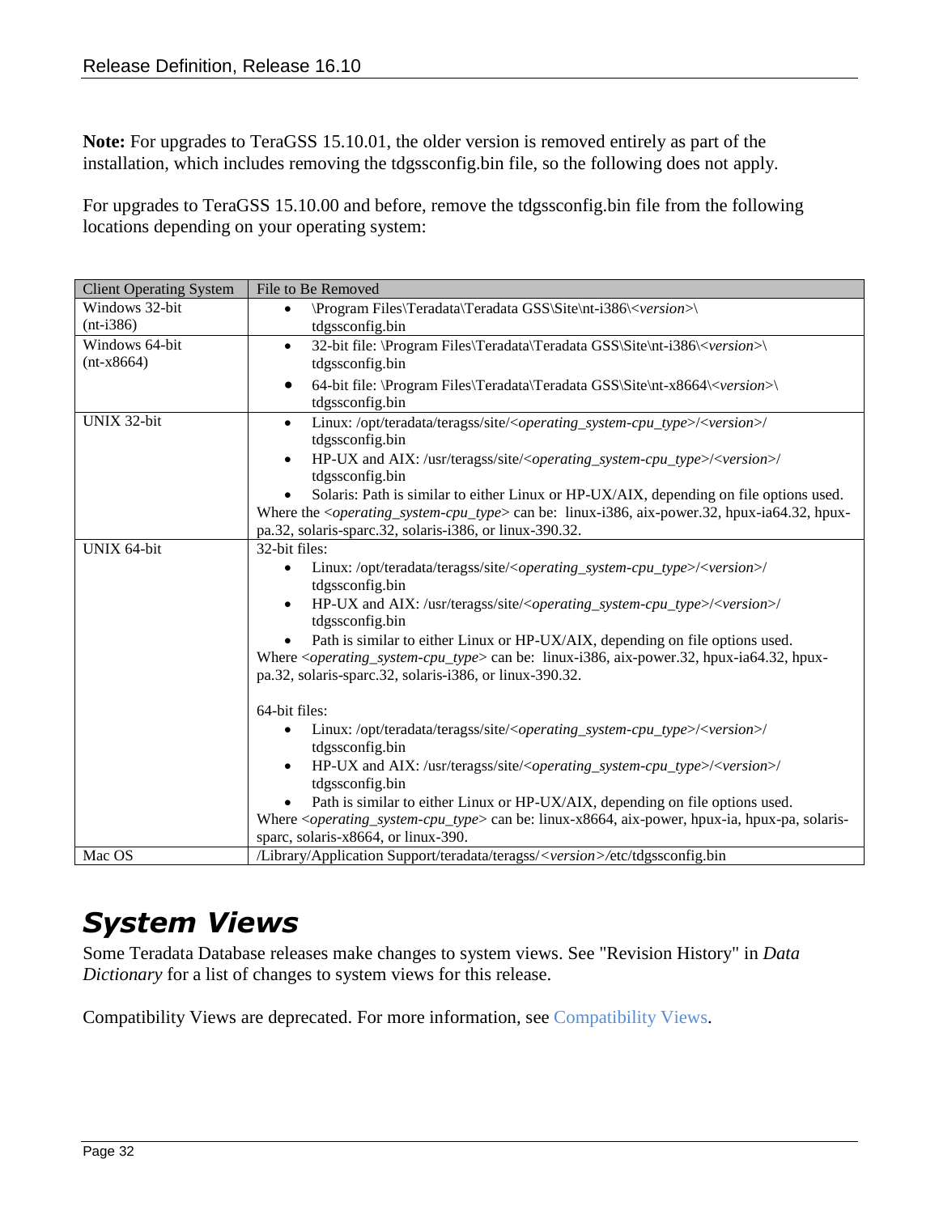**Note:** For upgrades to TeraGSS 15.10.01, the older version is removed entirely as part of the installation, which includes removing the tdgssconfig.bin file, so the following does not apply.

For upgrades to TeraGSS 15.10.00 and before, remove the tdgssconfig.bin file from the following locations depending on your operating system:

| Client Operating System | File to Be Removed |
|---|---|
| Windows 32-bit (nt-i386) | • \Program Files\Teradata\Teradata GSS\Site\nt-i386\<*version*>\ tdgssconfig.bin |
| Windows 64-bit (nt-x8664) | • 32-bit file: \Program Files\Teradata\Teradata GSS\Site\nt-i386\<*version*>\ tdgssconfig.bin<br>• 64-bit file: \Program Files\Teradata\Teradata GSS\Site\nt-x8664\<*version*>\ tdgssconfig.bin |
| UNIX 32-bit | • Linux: /opt/teradata/teragss/site/<*operating_system-cpu_type*>/<*version*>/ tdgssconfig.bin<br>• HP-UX and AIX: /usr/teragss/site/<*operating_system-cpu_type*>/<*version*>/ tdgssconfig.bin<br>• Solaris: Path is similar to either Linux or HP-UX/AIX, depending on file options used.<br>Where the <*operating_system-cpu_type*> can be: linux-i386, aix-power.32, hpux-ia64.32, hpux-pa.32, solaris-sparc.32, solaris-i386, or linux-390.32. |
| UNIX 64-bit | 32-bit files:<br>• Linux: /opt/teradata/teragss/site/<*operating_system-cpu_type*>/<*version*>/ tdgssconfig.bin<br>• HP-UX and AIX: /usr/teragss/site/<*operating_system-cpu_type*>/<*version*>/ tdgssconfig.bin<br>• Path is similar to either Linux or HP-UX/AIX, depending on file options used.<br>Where <*operating_system-cpu_type*> can be: linux-i386, aix-power.32, hpux-ia64.32, hpux-pa.32, solaris-sparc.32, solaris-i386, or linux-390.32.<br><br>64-bit files:<br>• Linux: /opt/teradata/teragss/site/<*operating_system-cpu_type*>/<*version*>/ tdgssconfig.bin<br>• HP-UX and AIX: /usr/teragss/site/<*operating_system-cpu_type*>/<*version*>/ tdgssconfig.bin<br>• Path is similar to either Linux or HP-UX/AIX, depending on file options used.<br>Where <*operating_system-cpu_type*> can be: linux-x8664, aix-power, hpux-ia, hpux-pa, solaris-sparc, solaris-x8664, or linux-390. |
| Mac OS | /Library/Application Support/teradata/teragss/<*version*>/etc/tdgssconfig.bin |

# System Views

Some Teradata Database releases make changes to system views. See "Revision History" in *Data Dictionary* for a list of changes to system views for this release.

Compatibility Views are deprecated. For more information, see Compatibility Views.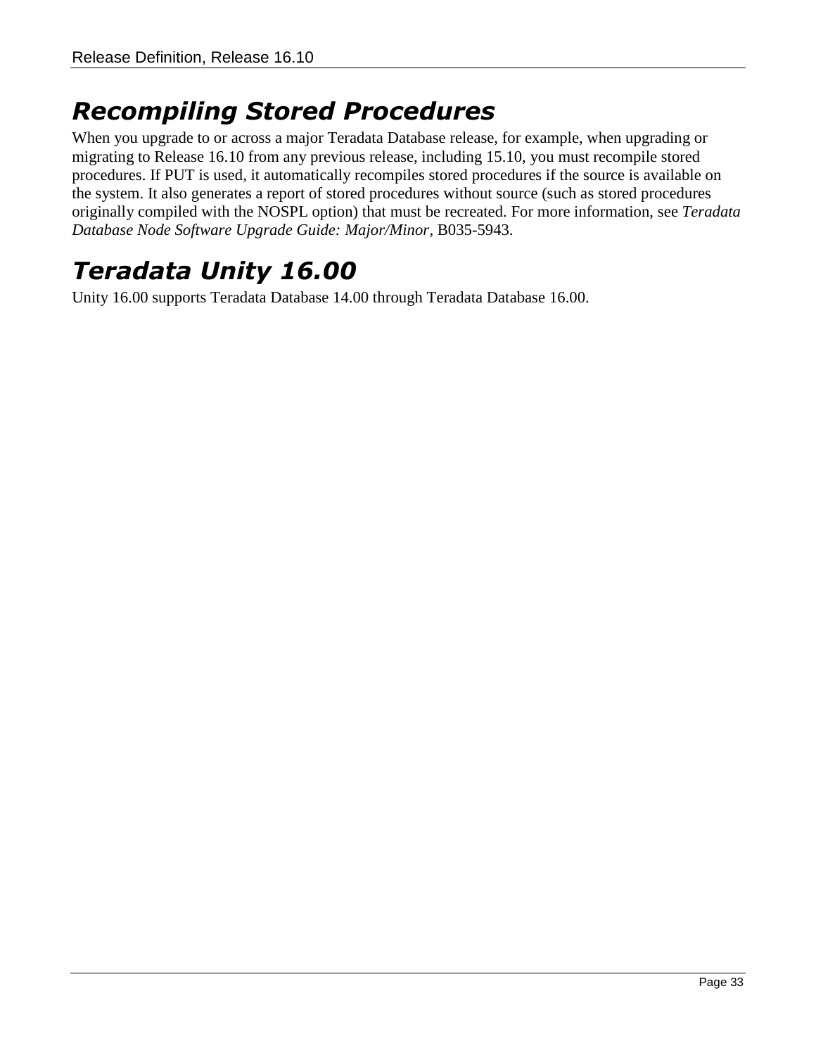## *Recompiling Stored Procedures*

When you upgrade to or across a major Teradata Database release, for example, when upgrading or migrating to Release 16.10 from any previous release, including 15.10, you must recompile stored procedures. If PUT is used, it automatically recompiles stored procedures if the source is available on the system. It also generates a report of stored procedures without source (such as stored procedures originally compiled with the NOSPL option) that must be recreated. For more information, see *Teradata Database Node Software Upgrade Guide: Major/Minor*, B035-5943.

## *Teradata Unity 16.00*

Unity 16.00 supports Teradata Database 14.00 through Teradata Database 16.00.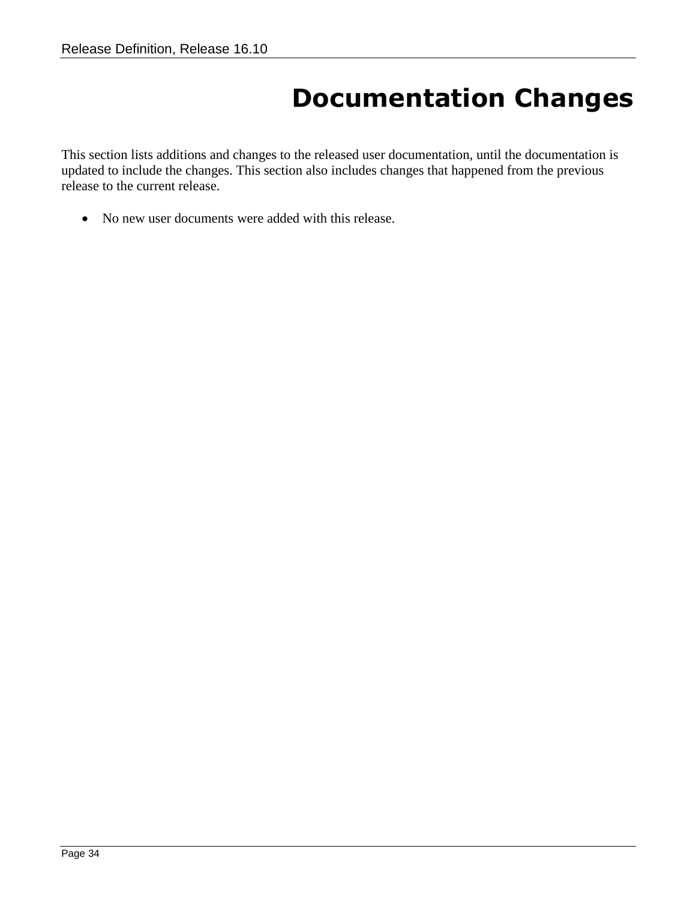# Documentation Changes

This section lists additions and changes to the released user documentation, until the documentation is updated to include the changes. This section also includes changes that happened from the previous release to the current release.

- No new user documents were added with this release.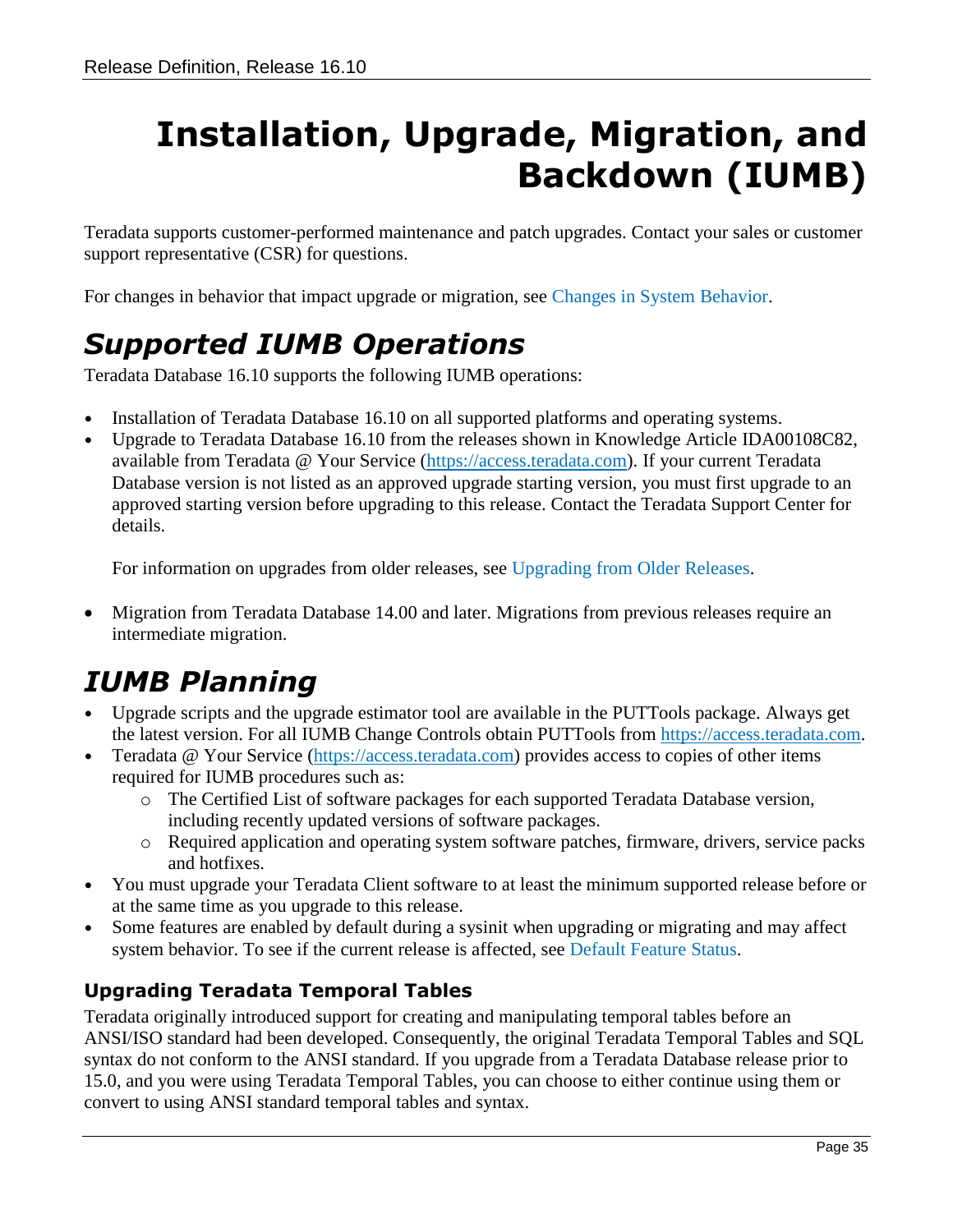# Installation, Upgrade, Migration, and Backdown (IUMB)

Teradata supports customer-performed maintenance and patch upgrades. Contact your sales or customer support representative (CSR) for questions.

For changes in behavior that impact upgrade or migration, see Changes in System Behavior.

## *Supported IUMB Operations*

Teradata Database 16.10 supports the following IUMB operations:

- Installation of Teradata Database 16.10 on all supported platforms and operating systems.
- Upgrade to Teradata Database 16.10 from the releases shown in Knowledge Article IDA00108C82, available from Teradata @ Your Service (https://access.teradata.com). If your current Teradata Database version is not listed as an approved upgrade starting version, you must first upgrade to an approved starting version before upgrading to this release. Contact the Teradata Support Center for details.

  For information on upgrades from older releases, see Upgrading from Older Releases.

- Migration from Teradata Database 14.00 and later. Migrations from previous releases require an intermediate migration.

## *IUMB Planning*

- Upgrade scripts and the upgrade estimator tool are available in the PUTTools package. Always get the latest version. For all IUMB Change Controls obtain PUTTools from https://access.teradata.com.
- Teradata @ Your Service (https://access.teradata.com) provides access to copies of other items required for IUMB procedures such as:
  - The Certified List of software packages for each supported Teradata Database version, including recently updated versions of software packages.
  - Required application and operating system software patches, firmware, drivers, service packs and hotfixes.
- You must upgrade your Teradata Client software to at least the minimum supported release before or at the same time as you upgrade to this release.
- Some features are enabled by default during a sysinit when upgrading or migrating and may affect system behavior. To see if the current release is affected, see Default Feature Status.

### Upgrading Teradata Temporal Tables

Teradata originally introduced support for creating and manipulating temporal tables before an ANSI/ISO standard had been developed. Consequently, the original Teradata Temporal Tables and SQL syntax do not conform to the ANSI standard. If you upgrade from a Teradata Database release prior to 15.0, and you were using Teradata Temporal Tables, you can choose to either continue using them or convert to using ANSI standard temporal tables and syntax.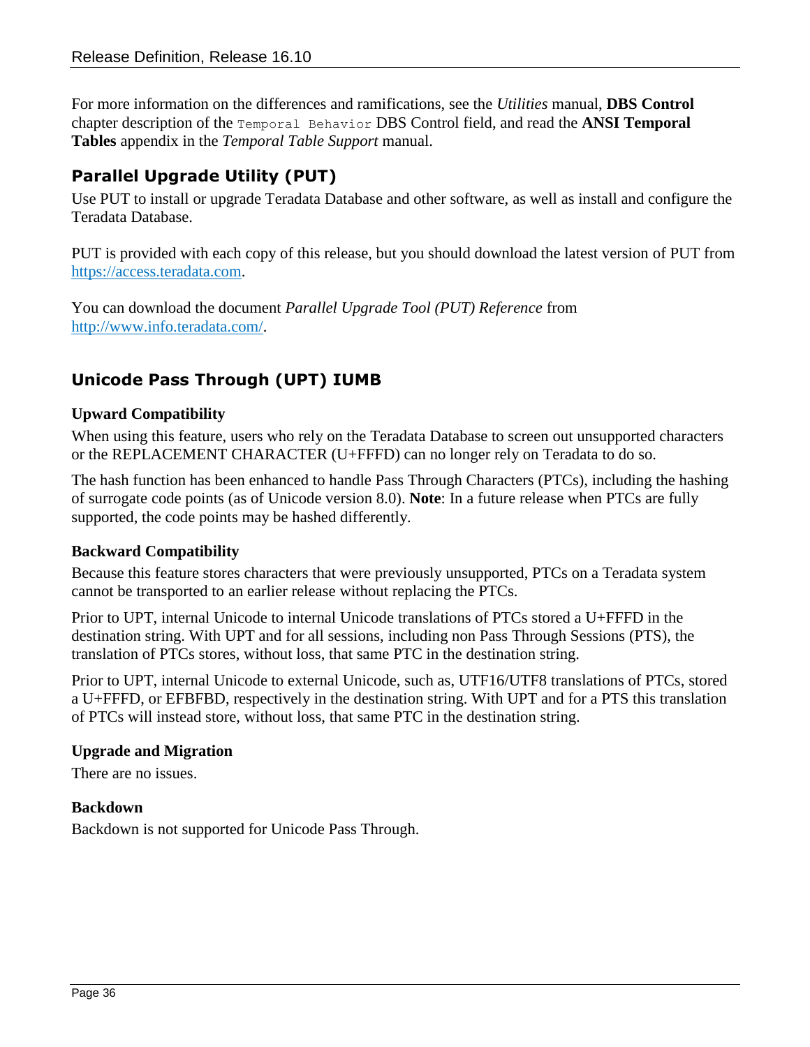For more information on the differences and ramifications, see the *Utilities* manual, **DBS Control** chapter description of the `Temporal Behavior` DBS Control field, and read the **ANSI Temporal Tables** appendix in the *Temporal Table Support* manual.

## Parallel Upgrade Utility (PUT)

Use PUT to install or upgrade Teradata Database and other software, as well as install and configure the Teradata Database.

PUT is provided with each copy of this release, but you should download the latest version of PUT from https://access.teradata.com.

You can download the document *Parallel Upgrade Tool (PUT) Reference* from http://www.info.teradata.com/.

## Unicode Pass Through (UPT) IUMB

### Upward Compatibility

When using this feature, users who rely on the Teradata Database to screen out unsupported characters or the REPLACEMENT CHARACTER (U+FFFD) can no longer rely on Teradata to do so.

The hash function has been enhanced to handle Pass Through Characters (PTCs), including the hashing of surrogate code points (as of Unicode version 8.0). **Note**: In a future release when PTCs are fully supported, the code points may be hashed differently.

### Backward Compatibility

Because this feature stores characters that were previously unsupported, PTCs on a Teradata system cannot be transported to an earlier release without replacing the PTCs.

Prior to UPT, internal Unicode to internal Unicode translations of PTCs stored a U+FFFD in the destination string. With UPT and for all sessions, including non Pass Through Sessions (PTS), the translation of PTCs stores, without loss, that same PTC in the destination string.

Prior to UPT, internal Unicode to external Unicode, such as, UTF16/UTF8 translations of PTCs, stored a U+FFFD, or EFBFBD, respectively in the destination string. With UPT and for a PTS this translation of PTCs will instead store, without loss, that same PTC in the destination string.

### Upgrade and Migration

There are no issues.

### Backdown

Backdown is not supported for Unicode Pass Through.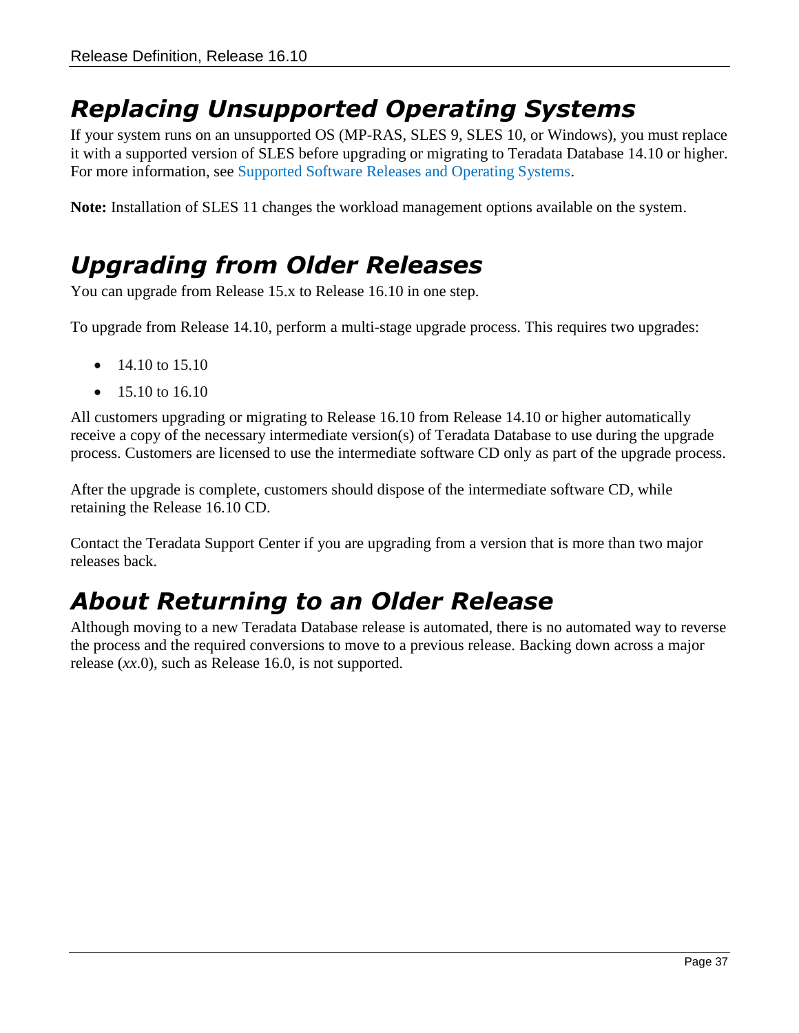# Replacing Unsupported Operating Systems

If your system runs on an unsupported OS (MP-RAS, SLES 9, SLES 10, or Windows), you must replace it with a supported version of SLES before upgrading or migrating to Teradata Database 14.10 or higher. For more information, see Supported Software Releases and Operating Systems.

**Note:** Installation of SLES 11 changes the workload management options available on the system.

# Upgrading from Older Releases

You can upgrade from Release 15.x to Release 16.10 in one step.

To upgrade from Release 14.10, perform a multi-stage upgrade process. This requires two upgrades:

- 14.10 to 15.10
- 15.10 to 16.10

All customers upgrading or migrating to Release 16.10 from Release 14.10 or higher automatically receive a copy of the necessary intermediate version(s) of Teradata Database to use during the upgrade process. Customers are licensed to use the intermediate software CD only as part of the upgrade process.

After the upgrade is complete, customers should dispose of the intermediate software CD, while retaining the Release 16.10 CD.

Contact the Teradata Support Center if you are upgrading from a version that is more than two major releases back.

# About Returning to an Older Release

Although moving to a new Teradata Database release is automated, there is no automated way to reverse the process and the required conversions to move to a previous release. Backing down across a major release (*xx*.0), such as Release 16.0, is not supported.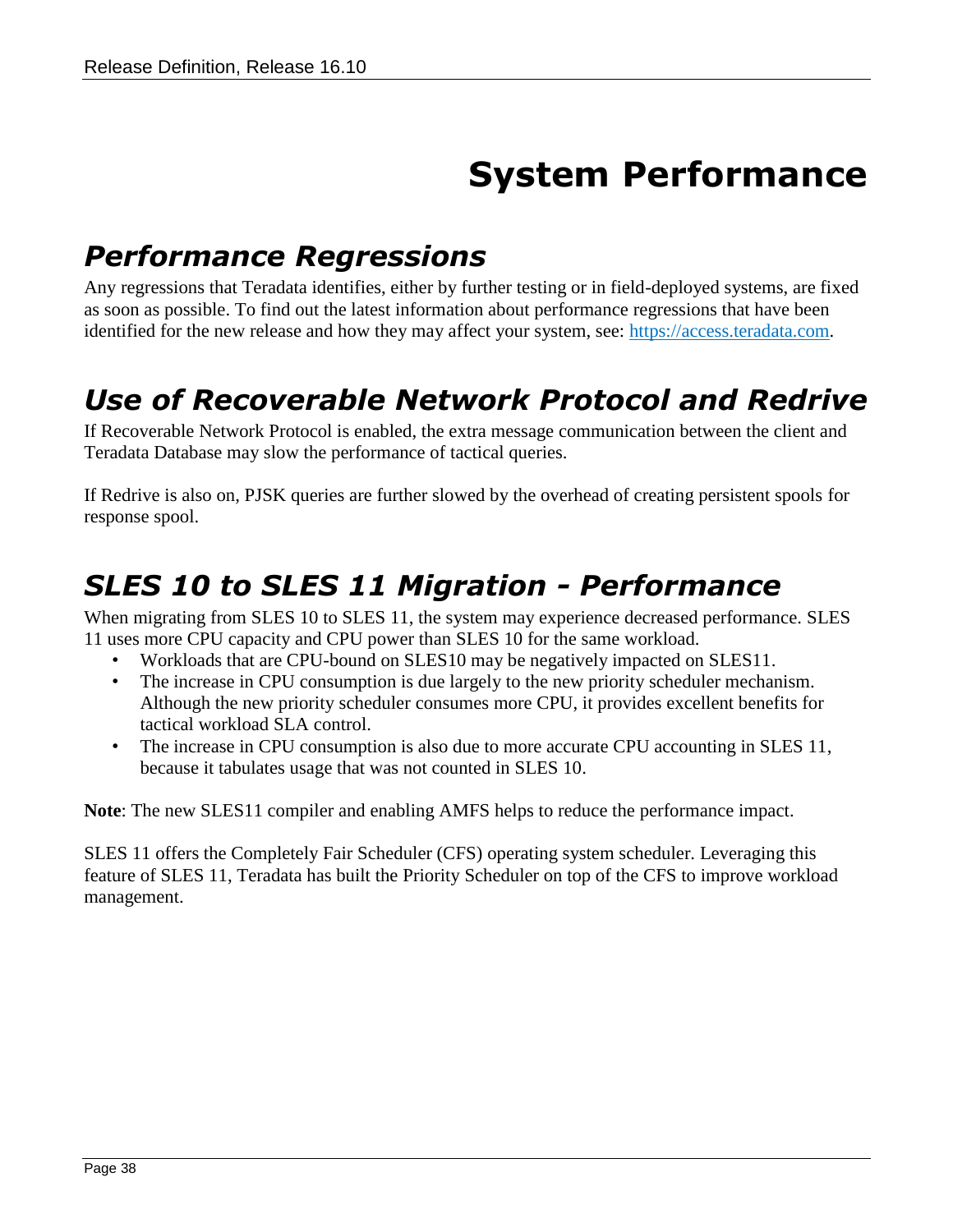# System Performance

## Performance Regressions

Any regressions that Teradata identifies, either by further testing or in field-deployed systems, are fixed as soon as possible. To find out the latest information about performance regressions that have been identified for the new release and how they may affect your system, see: [https://access.teradata.com](https://access.teradata.com).

## Use of Recoverable Network Protocol and Redrive

If Recoverable Network Protocol is enabled, the extra message communication between the client and Teradata Database may slow the performance of tactical queries.

If Redrive is also on, PJSK queries are further slowed by the overhead of creating persistent spools for response spool.

## SLES 10 to SLES 11 Migration - Performance

When migrating from SLES 10 to SLES 11, the system may experience decreased performance. SLES 11 uses more CPU capacity and CPU power than SLES 10 for the same workload.

- Workloads that are CPU-bound on SLES10 may be negatively impacted on SLES11.
- The increase in CPU consumption is due largely to the new priority scheduler mechanism. Although the new priority scheduler consumes more CPU, it provides excellent benefits for tactical workload SLA control.
- The increase in CPU consumption is also due to more accurate CPU accounting in SLES 11, because it tabulates usage that was not counted in SLES 10.

**Note**: The new SLES11 compiler and enabling AMFS helps to reduce the performance impact.

SLES 11 offers the Completely Fair Scheduler (CFS) operating system scheduler. Leveraging this feature of SLES 11, Teradata has built the Priority Scheduler on top of the CFS to improve workload management.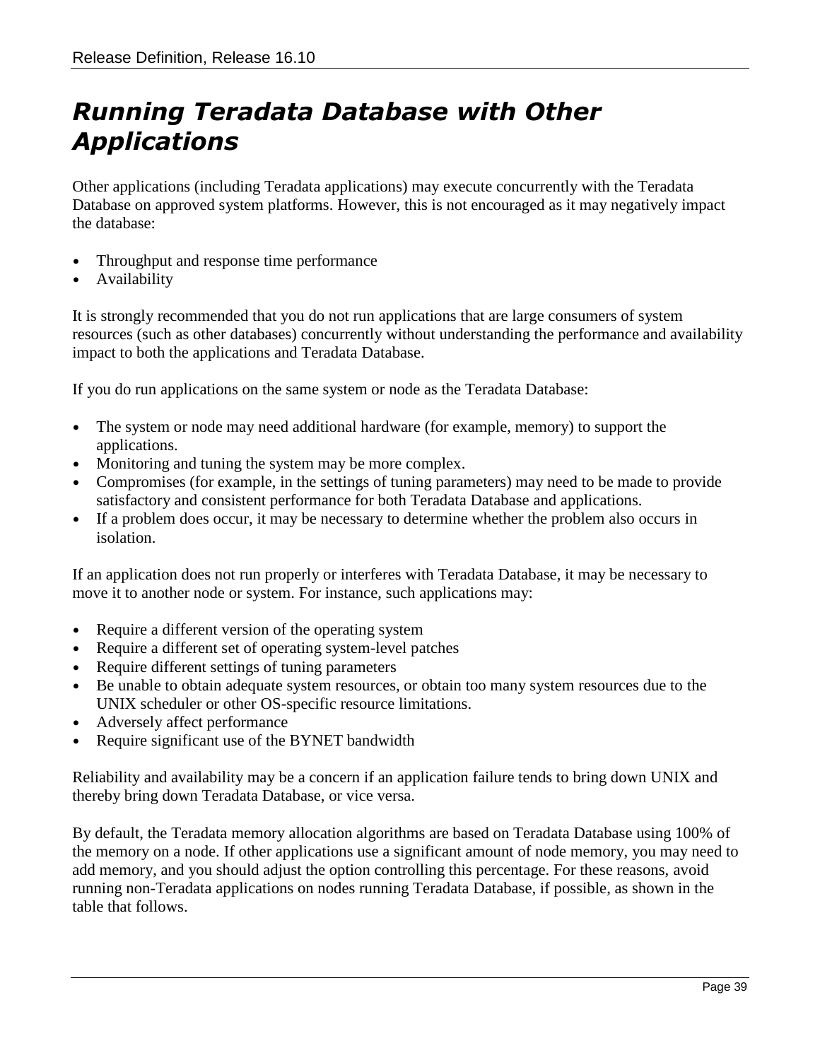# *Running Teradata Database with Other Applications*

Other applications (including Teradata applications) may execute concurrently with the Teradata Database on approved system platforms. However, this is not encouraged as it may negatively impact the database:

- Throughput and response time performance
- Availability

It is strongly recommended that you do not run applications that are large consumers of system resources (such as other databases) concurrently without understanding the performance and availability impact to both the applications and Teradata Database.

If you do run applications on the same system or node as the Teradata Database:

- The system or node may need additional hardware (for example, memory) to support the applications.
- Monitoring and tuning the system may be more complex.
- Compromises (for example, in the settings of tuning parameters) may need to be made to provide satisfactory and consistent performance for both Teradata Database and applications.
- If a problem does occur, it may be necessary to determine whether the problem also occurs in isolation.

If an application does not run properly or interferes with Teradata Database, it may be necessary to move it to another node or system. For instance, such applications may:

- Require a different version of the operating system
- Require a different set of operating system-level patches
- Require different settings of tuning parameters
- Be unable to obtain adequate system resources, or obtain too many system resources due to the UNIX scheduler or other OS-specific resource limitations.
- Adversely affect performance
- Require significant use of the BYNET bandwidth

Reliability and availability may be a concern if an application failure tends to bring down UNIX and thereby bring down Teradata Database, or vice versa.

By default, the Teradata memory allocation algorithms are based on Teradata Database using 100% of the memory on a node. If other applications use a significant amount of node memory, you may need to add memory, and you should adjust the option controlling this percentage. For these reasons, avoid running non-Teradata applications on nodes running Teradata Database, if possible, as shown in the table that follows.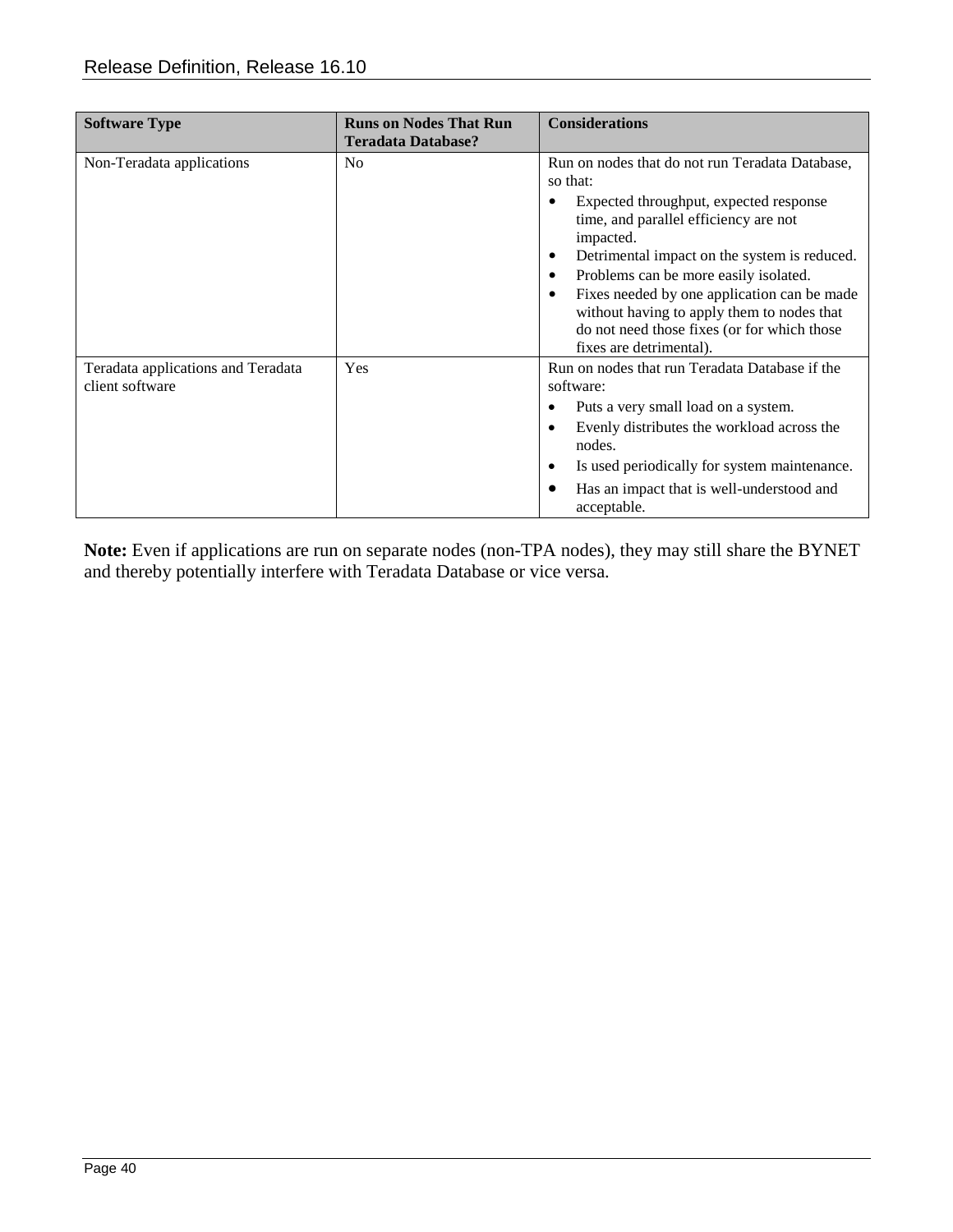| Software Type | Runs on Nodes That Run Teradata Database? | Considerations |
|---|---|---|
| Non-Teradata applications | No | Run on nodes that do not run Teradata Database, so that:<br>• Expected throughput, expected response time, and parallel efficiency are not impacted.<br>• Detrimental impact on the system is reduced.<br>• Problems can be more easily isolated.<br>• Fixes needed by one application can be made without having to apply them to nodes that do not need those fixes (or for which those fixes are detrimental). |
| Teradata applications and Teradata client software | Yes | Run on nodes that run Teradata Database if the software:<br>• Puts a very small load on a system.<br>• Evenly distributes the workload across the nodes.<br>• Is used periodically for system maintenance.<br>• Has an impact that is well-understood and acceptable. |

**Note:** Even if applications are run on separate nodes (non-TPA nodes), they may still share the BYNET and thereby potentially interfere with Teradata Database or vice versa.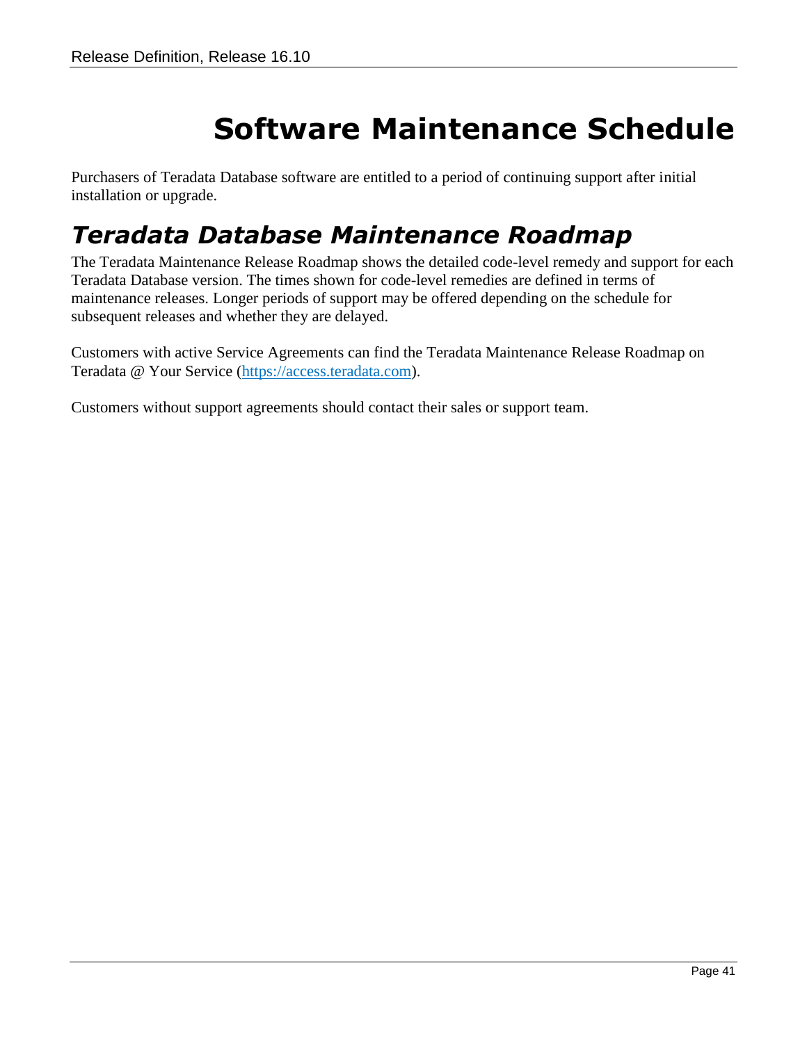# Software Maintenance Schedule

Purchasers of Teradata Database software are entitled to a period of continuing support after initial installation or upgrade.

## *Teradata Database Maintenance Roadmap*

The Teradata Maintenance Release Roadmap shows the detailed code-level remedy and support for each Teradata Database version. The times shown for code-level remedies are defined in terms of maintenance releases. Longer periods of support may be offered depending on the schedule for subsequent releases and whether they are delayed.

Customers with active Service Agreements can find the Teradata Maintenance Release Roadmap on Teradata @ Your Service (https://access.teradata.com).

Customers without support agreements should contact their sales or support team.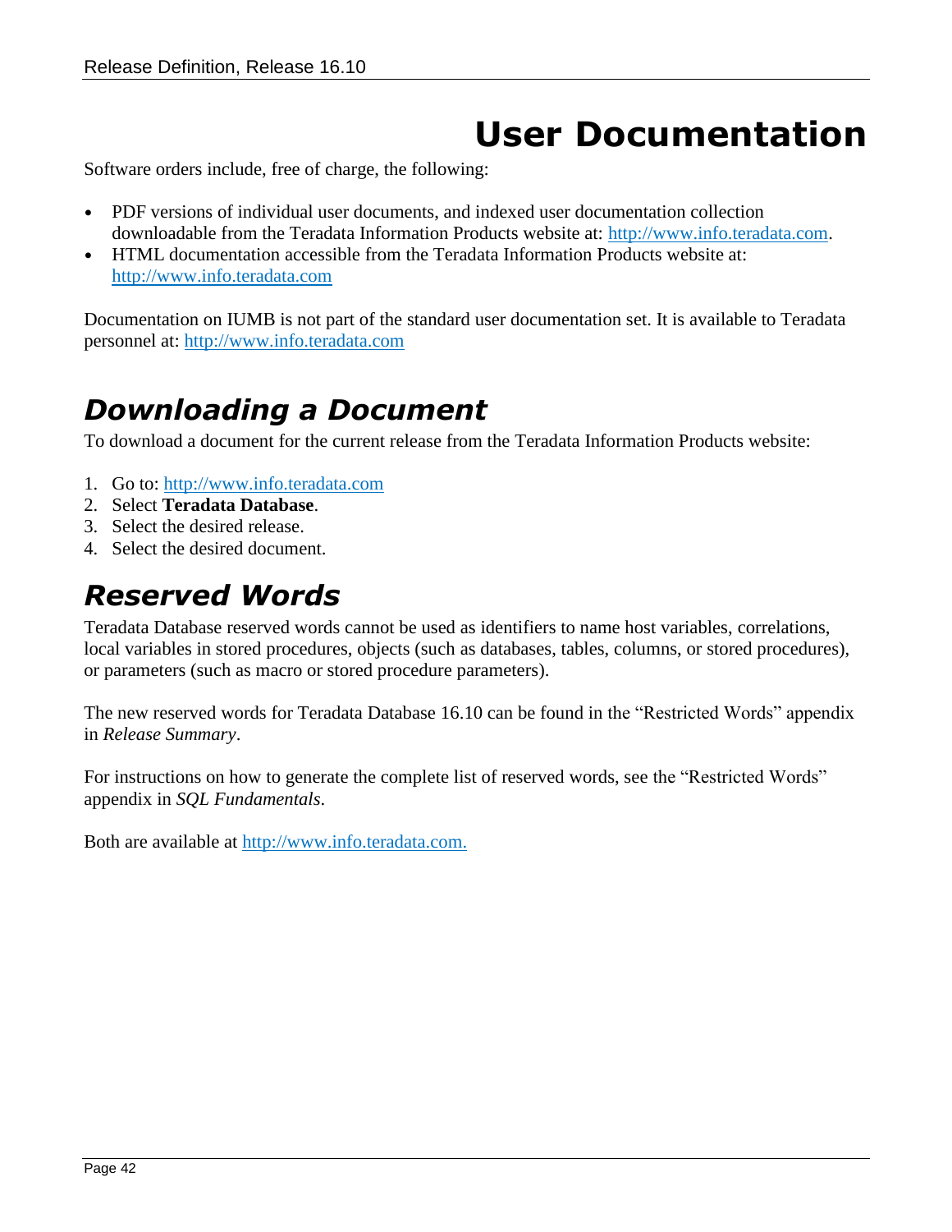# User Documentation

Software orders include, free of charge, the following:

- PDF versions of individual user documents, and indexed user documentation collection downloadable from the Teradata Information Products website at: http://www.info.teradata.com.
- HTML documentation accessible from the Teradata Information Products website at: http://www.info.teradata.com

Documentation on IUMB is not part of the standard user documentation set. It is available to Teradata personnel at: http://www.info.teradata.com

## *Downloading a Document*

To download a document for the current release from the Teradata Information Products website:

1. Go to: http://www.info.teradata.com
2. Select **Teradata Database**.
3. Select the desired release.
4. Select the desired document.

## *Reserved Words*

Teradata Database reserved words cannot be used as identifiers to name host variables, correlations, local variables in stored procedures, objects (such as databases, tables, columns, or stored procedures), or parameters (such as macro or stored procedure parameters).

The new reserved words for Teradata Database 16.10 can be found in the "Restricted Words" appendix in *Release Summary*.

For instructions on how to generate the complete list of reserved words, see the "Restricted Words" appendix in *SQL Fundamentals*.

Both are available at http://www.info.teradata.com.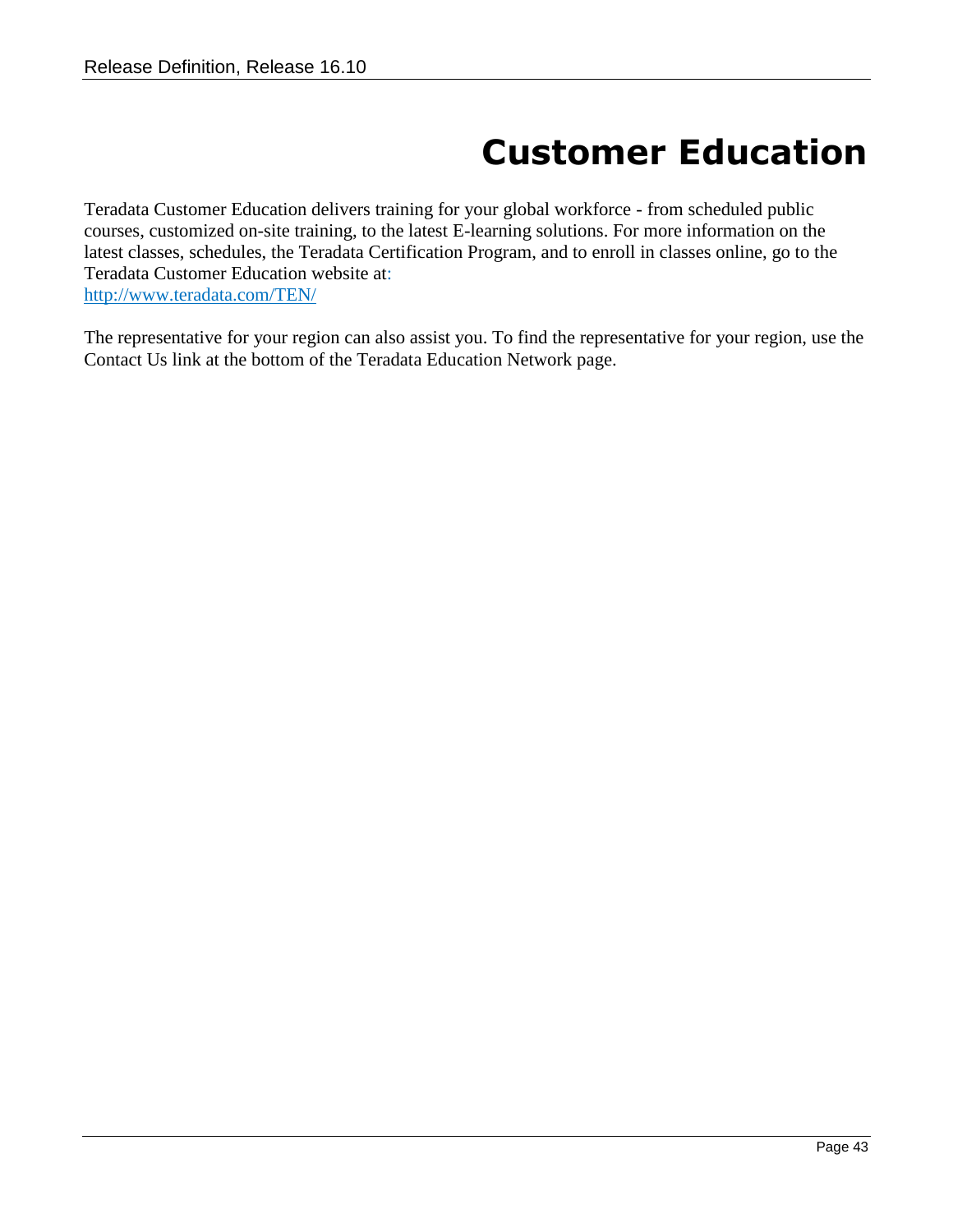# Customer Education

Teradata Customer Education delivers training for your global workforce - from scheduled public courses, customized on-site training, to the latest E-learning solutions. For more information on the latest classes, schedules, the Teradata Certification Program, and to enroll in classes online, go to the Teradata Customer Education website at:
http://www.teradata.com/TEN/

The representative for your region can also assist you. To find the representative for your region, use the Contact Us link at the bottom of the Teradata Education Network page.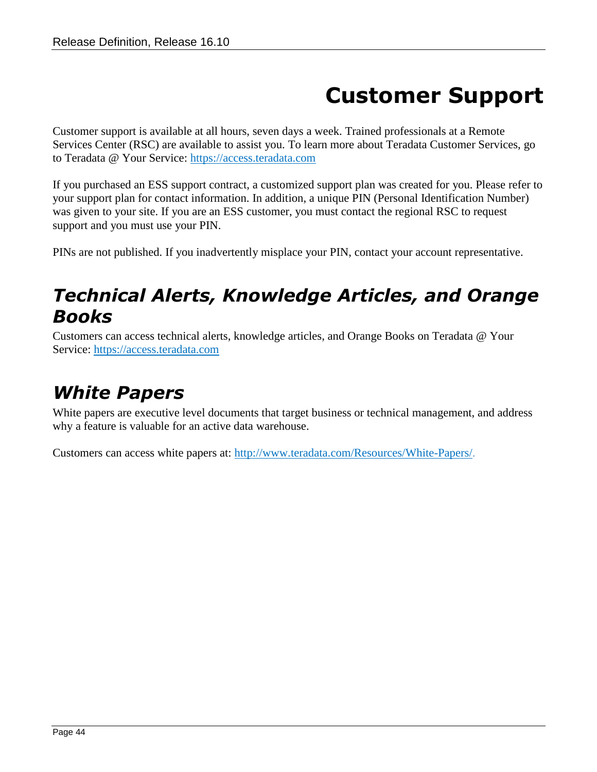# Customer Support

Customer support is available at all hours, seven days a week. Trained professionals at a Remote Services Center (RSC) are available to assist you. To learn more about Teradata Customer Services, go to Teradata @ Your Service: https://access.teradata.com

If you purchased an ESS support contract, a customized support plan was created for you. Please refer to your support plan for contact information. In addition, a unique PIN (Personal Identification Number) was given to your site. If you are an ESS customer, you must contact the regional RSC to request support and you must use your PIN.

PINs are not published. If you inadvertently misplace your PIN, contact your account representative.

## *Technical Alerts, Knowledge Articles, and Orange Books*

Customers can access technical alerts, knowledge articles, and Orange Books on Teradata @ Your Service: https://access.teradata.com

## *White Papers*

White papers are executive level documents that target business or technical management, and address why a feature is valuable for an active data warehouse.

Customers can access white papers at: http://www.teradata.com/Resources/White-Papers/.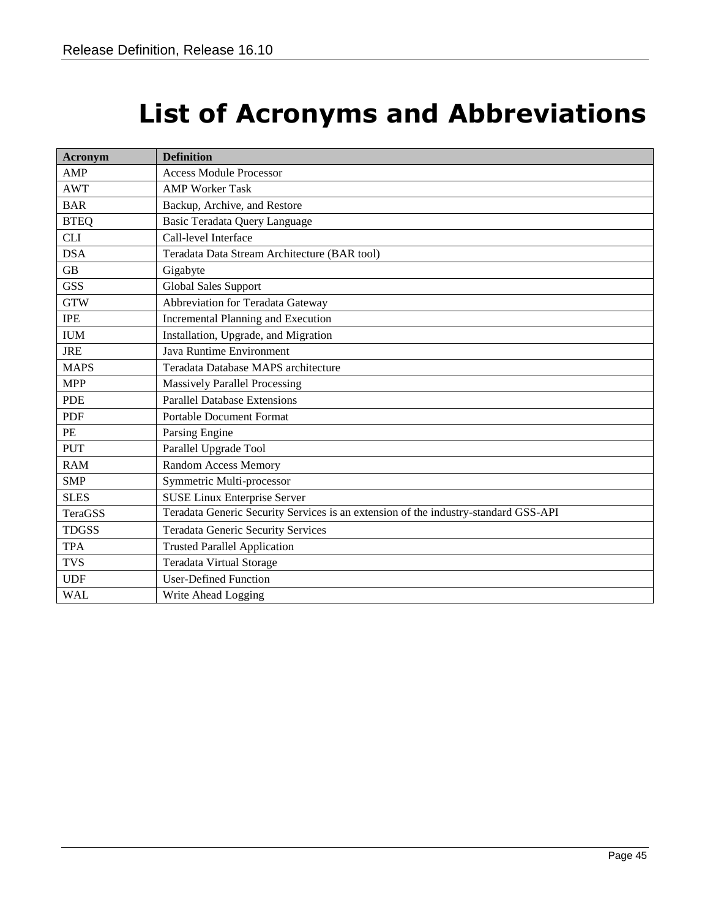# List of Acronyms and Abbreviations

| Acronym | Definition |
|---|---|
| AMP | Access Module Processor |
| AWT | AMP Worker Task |
| BAR | Backup, Archive, and Restore |
| BTEQ | Basic Teradata Query Language |
| CLI | Call-level Interface |
| DSA | Teradata Data Stream Architecture (BAR tool) |
| GB | Gigabyte |
| GSS | Global Sales Support |
| GTW | Abbreviation for Teradata Gateway |
| IPE | Incremental Planning and Execution |
| IUM | Installation, Upgrade, and Migration |
| JRE | Java Runtime Environment |
| MAPS | Teradata Database MAPS architecture |
| MPP | Massively Parallel Processing |
| PDE | Parallel Database Extensions |
| PDF | Portable Document Format |
| PE | Parsing Engine |
| PUT | Parallel Upgrade Tool |
| RAM | Random Access Memory |
| SMP | Symmetric Multi-processor |
| SLES | SUSE Linux Enterprise Server |
| TeraGSS | Teradata Generic Security Services is an extension of the industry-standard GSS-API |
| TDGSS | Teradata Generic Security Services |
| TPA | Trusted Parallel Application |
| TVS | Teradata Virtual Storage |
| UDF | User-Defined Function |
| WAL | Write Ahead Logging |